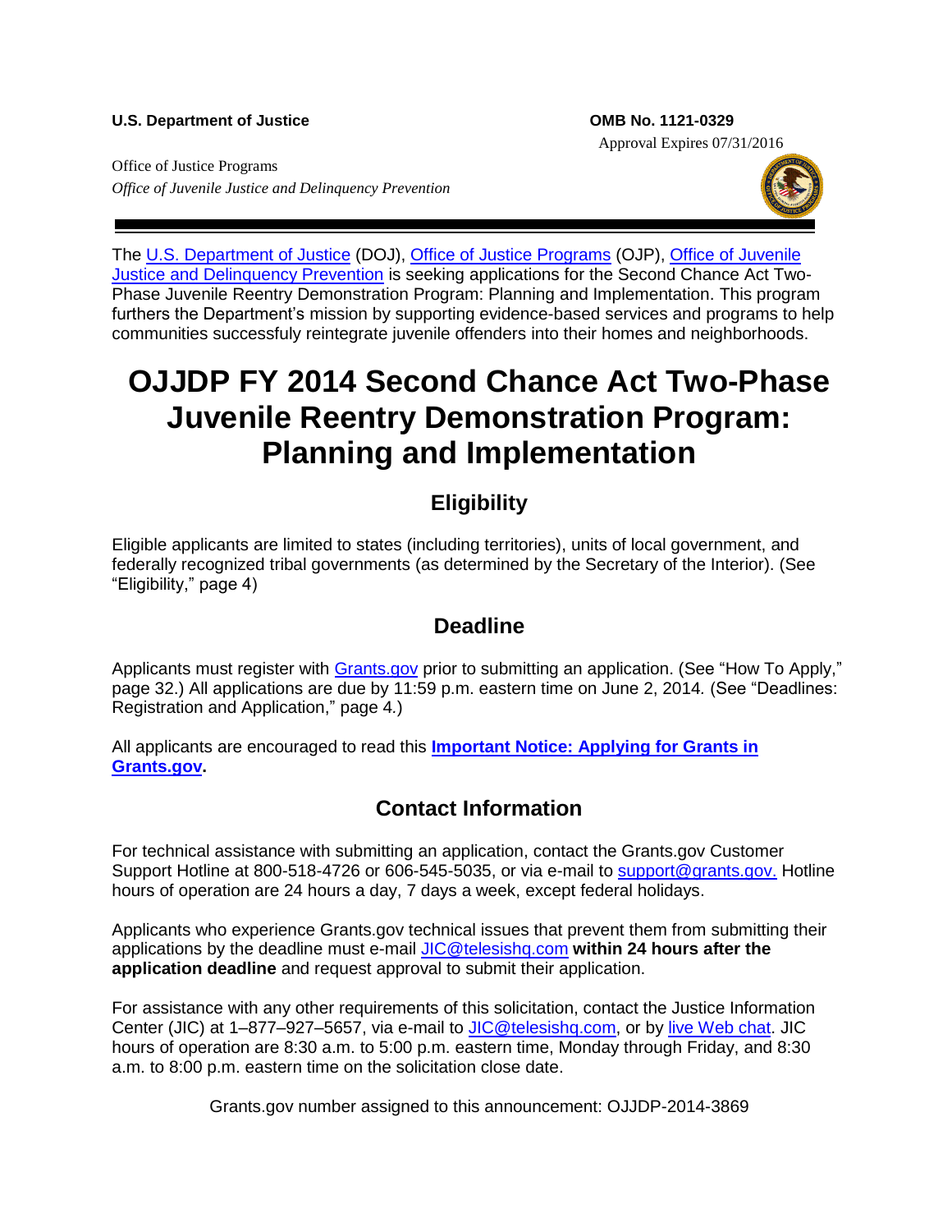**U.S. Department of Justice**

Office of Justice Programs
*Office of Juvenile Justice and Delinquency Prevention*

**OMB No. 1121-0329**
Approval Expires 07/31/2016

The U.S. Department of Justice (DOJ), Office of Justice Programs (OJP), Office of Juvenile Justice and Delinquency Prevention is seeking applications for the Second Chance Act Two-Phase Juvenile Reentry Demonstration Program: Planning and Implementation. This program furthers the Department's mission by supporting evidence-based services and programs to help communities successfuly reintegrate juvenile offenders into their homes and neighborhoods.

# OJJDP FY 2014 Second Chance Act Two-Phase Juvenile Reentry Demonstration Program: Planning and Implementation

## Eligibility

Eligible applicants are limited to states (including territories), units of local government, and federally recognized tribal governments (as determined by the Secretary of the Interior). (See "Eligibility," page 4)

## Deadline

Applicants must register with Grants.gov prior to submitting an application. (See "How To Apply," page 32.) All applications are due by 11:59 p.m. eastern time on June 2, 2014. (See "Deadlines: Registration and Application," page 4.)

All applicants are encouraged to read this **Important Notice: Applying for Grants in Grants.gov.**

## Contact Information

For technical assistance with submitting an application, contact the Grants.gov Customer Support Hotline at 800-518-4726 or 606-545-5035, or via e-mail to support@grants.gov. Hotline hours of operation are 24 hours a day, 7 days a week, except federal holidays.

Applicants who experience Grants.gov technical issues that prevent them from submitting their applications by the deadline must e-mail JIC@telesishq.com **within 24 hours after the application deadline** and request approval to submit their application.

For assistance with any other requirements of this solicitation, contact the Justice Information Center (JIC) at 1–877–927–5657, via e-mail to JIC@telesishq.com, or by live Web chat. JIC hours of operation are 8:30 a.m. to 5:00 p.m. eastern time, Monday through Friday, and 8:30 a.m. to 8:00 p.m. eastern time on the solicitation close date.

Grants.gov number assigned to this announcement: OJJDP-2014-3869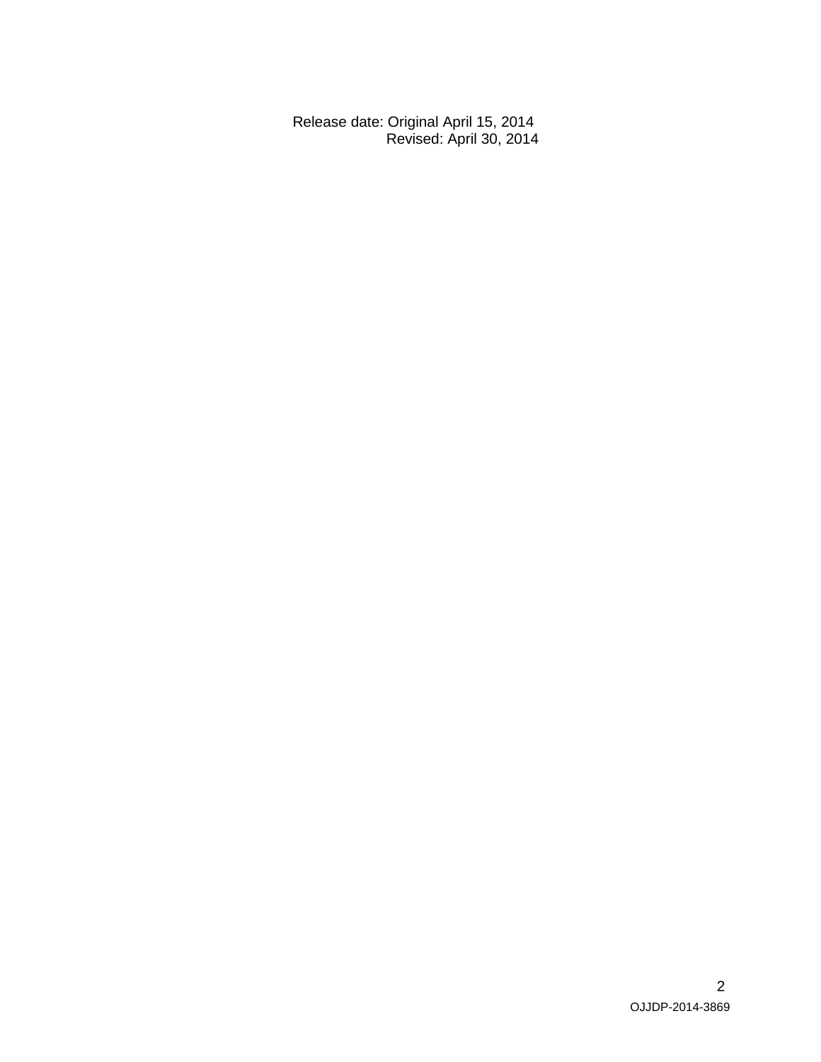Release date: Original April 15, 2014
Revised: April 30, 2014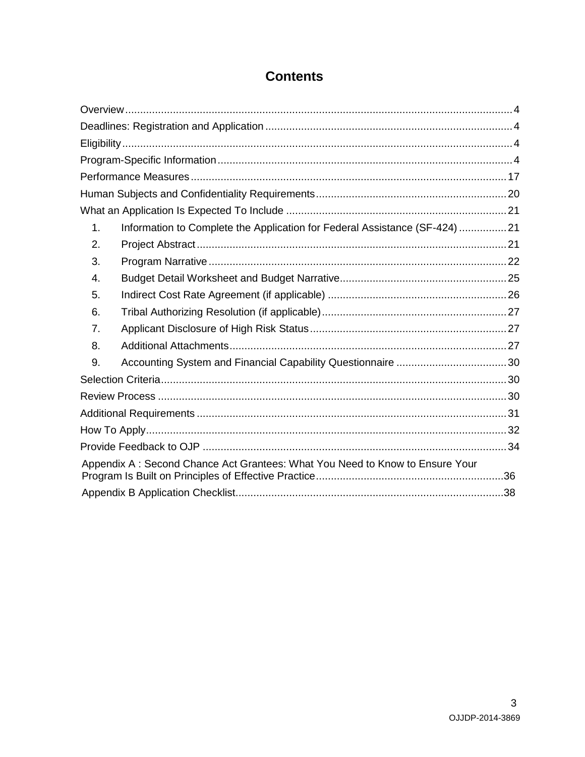# Contents

Overview ........................................................................................................................ 4
Deadlines: Registration and Application ........................................................................ 4
Eligibility ........................................................................................................................ 4
Program-Specific Information ......................................................................................... 4
Performance Measures ................................................................................................ 17
Human Subjects and Confidentiality Requirements ...................................................... 20
What an Application Is Expected To Include ................................................................ 21

1. Information to Complete the Application for Federal Assistance (SF-424) ................ 21
2. Project Abstract ........................................................................................................ 21
3. Program Narrative .................................................................................................... 22
4. Budget Detail Worksheet and Budget Narrative ........................................................ 25
5. Indirect Cost Rate Agreement (if applicable) ............................................................ 26
6. Tribal Authorizing Resolution (if applicable) .............................................................. 27
7. Applicant Disclosure of High Risk Status .................................................................. 27
8. Additional Attachments ............................................................................................. 27
9. Accounting System and Financial Capability Questionnaire ..................................... 30

Selection Criteria .......................................................................................................... 30
Review Process ............................................................................................................ 30
Additional Requirements .............................................................................................. 31
How To Apply ............................................................................................................... 32
Provide Feedback to OJP ............................................................................................. 34
Appendix A : Second Chance Act Grantees: What You Need to Know to Ensure Your Program Is Built on Principles of Effective Practice .................................................................. 36
Appendix B Application Checklist ................................................................................. 38

OJJDP-2014-3869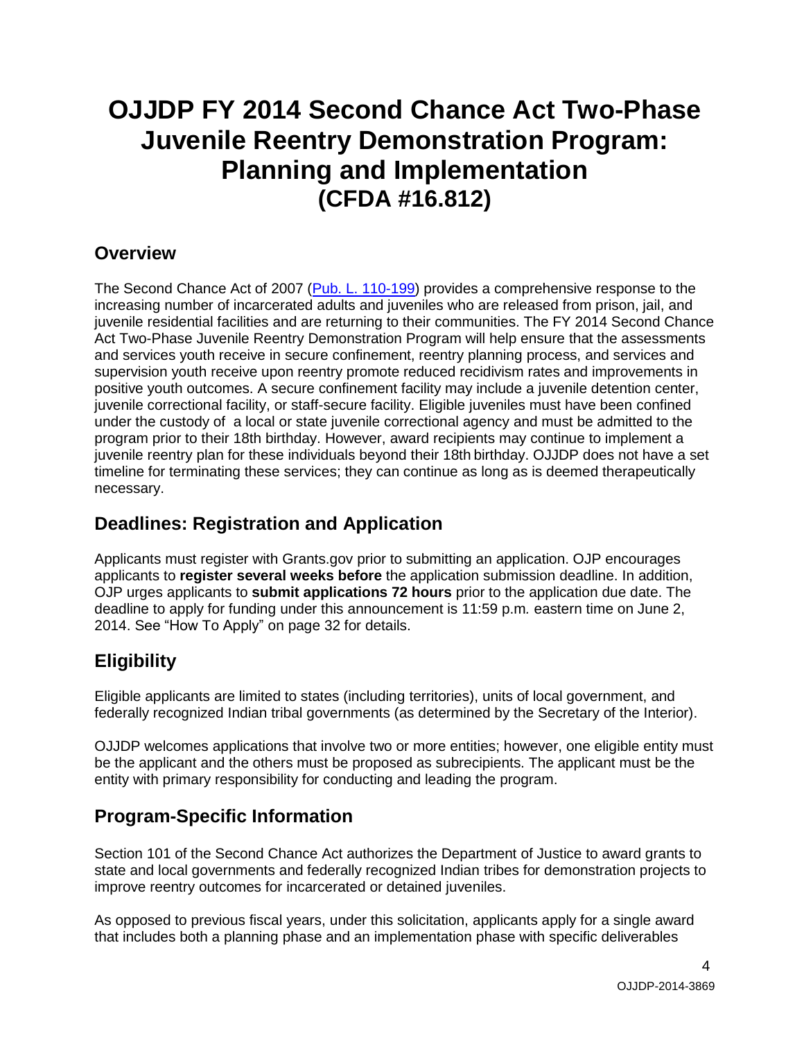# OJJDP FY 2014 Second Chance Act Two-Phase Juvenile Reentry Demonstration Program: Planning and Implementation (CFDA #16.812)

## Overview

The Second Chance Act of 2007 ([Pub. L. 110-199](Pub. L. 110-199)) provides a comprehensive response to the increasing number of incarcerated adults and juveniles who are released from prison, jail, and juvenile residential facilities and are returning to their communities. The FY 2014 Second Chance Act Two-Phase Juvenile Reentry Demonstration Program will help ensure that the assessments and services youth receive in secure confinement, reentry planning process, and services and supervision youth receive upon reentry promote reduced recidivism rates and improvements in positive youth outcomes. A secure confinement facility may include a juvenile detention center, juvenile correctional facility, or staff-secure facility. Eligible juveniles must have been confined under the custody of a local or state juvenile correctional agency and must be admitted to the program prior to their 18th birthday. However, award recipients may continue to implement a juvenile reentry plan for these individuals beyond their 18th birthday. OJJDP does not have a set timeline for terminating these services; they can continue as long as is deemed therapeutically necessary.

## Deadlines: Registration and Application

Applicants must register with Grants.gov prior to submitting an application. OJP encourages applicants to **register several weeks before** the application submission deadline. In addition, OJP urges applicants to **submit applications 72 hours** prior to the application due date. The deadline to apply for funding under this announcement is 11:59 p.m. eastern time on June 2, 2014. See "How To Apply" on page 32 for details.

## Eligibility

Eligible applicants are limited to states (including territories), units of local government, and federally recognized Indian tribal governments (as determined by the Secretary of the Interior).

OJJDP welcomes applications that involve two or more entities; however, one eligible entity must be the applicant and the others must be proposed as subrecipients. The applicant must be the entity with primary responsibility for conducting and leading the program.

## Program-Specific Information

Section 101 of the Second Chance Act authorizes the Department of Justice to award grants to state and local governments and federally recognized Indian tribes for demonstration projects to improve reentry outcomes for incarcerated or detained juveniles.

As opposed to previous fiscal years, under this solicitation, applicants apply for a single award that includes both a planning phase and an implementation phase with specific deliverables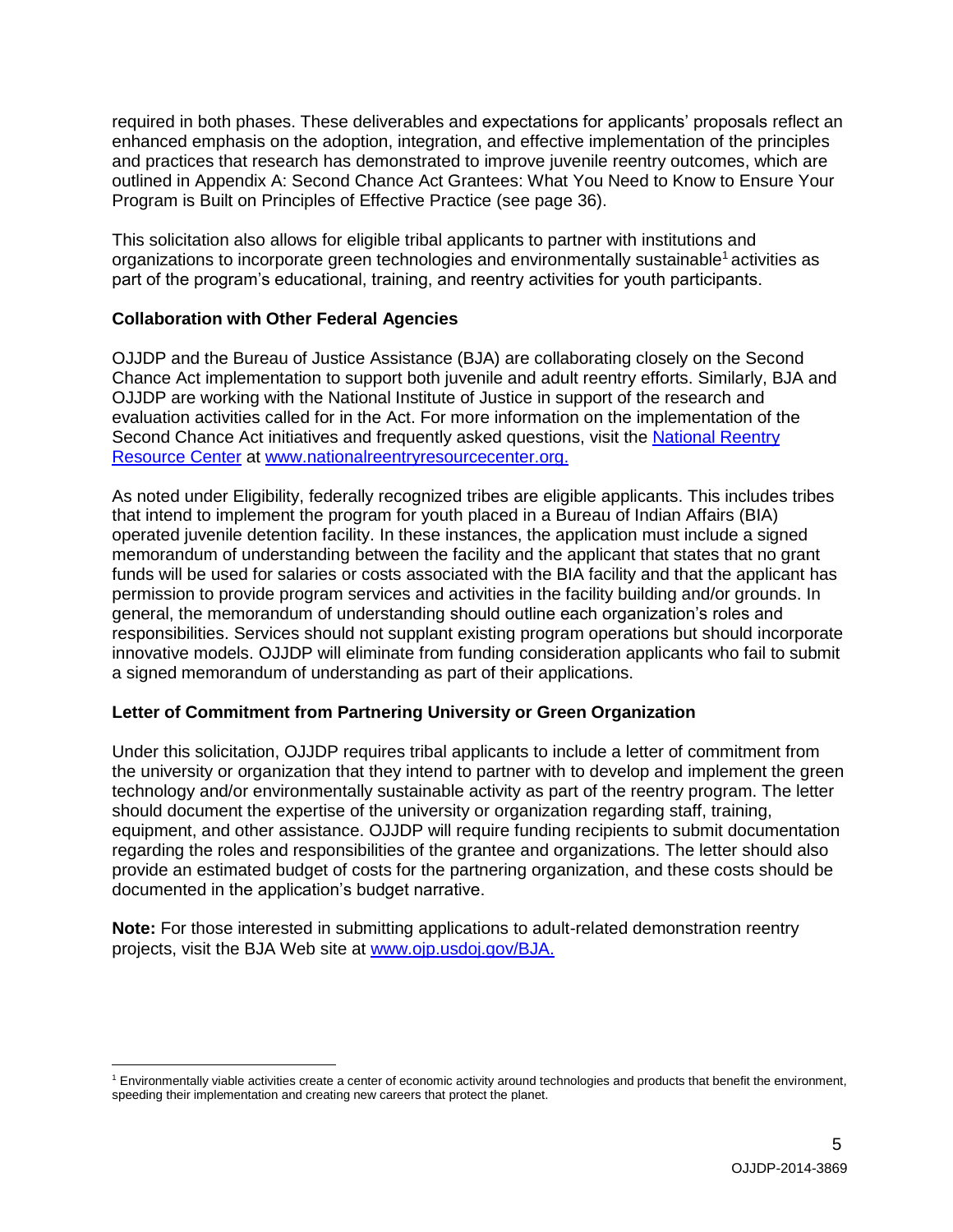required in both phases. These deliverables and expectations for applicants' proposals reflect an enhanced emphasis on the adoption, integration, and effective implementation of the principles and practices that research has demonstrated to improve juvenile reentry outcomes, which are outlined in Appendix A: Second Chance Act Grantees: What You Need to Know to Ensure Your Program is Built on Principles of Effective Practice (see page 36).

This solicitation also allows for eligible tribal applicants to partner with institutions and organizations to incorporate green technologies and environmentally sustainable[1] activities as part of the program's educational, training, and reentry activities for youth participants.

**Collaboration with Other Federal Agencies**

OJJDP and the Bureau of Justice Assistance (BJA) are collaborating closely on the Second Chance Act implementation to support both juvenile and adult reentry efforts. Similarly, BJA and OJJDP are working with the National Institute of Justice in support of the research and evaluation activities called for in the Act. For more information on the implementation of the Second Chance Act initiatives and frequently asked questions, visit the [National Reentry Resource Center](http://www.nationalreentryresourcecenter.org) at [www.nationalreentryresourcecenter.org.](http://www.nationalreentryresourcecenter.org)

As noted under Eligibility, federally recognized tribes are eligible applicants. This includes tribes that intend to implement the program for youth placed in a Bureau of Indian Affairs (BIA) operated juvenile detention facility. In these instances, the application must include a signed memorandum of understanding between the facility and the applicant that states that no grant funds will be used for salaries or costs associated with the BIA facility and that the applicant has permission to provide program services and activities in the facility building and/or grounds. In general, the memorandum of understanding should outline each organization's roles and responsibilities. Services should not supplant existing program operations but should incorporate innovative models. OJJDP will eliminate from funding consideration applicants who fail to submit a signed memorandum of understanding as part of their applications.

**Letter of Commitment from Partnering University or Green Organization**

Under this solicitation, OJJDP requires tribal applicants to include a letter of commitment from the university or organization that they intend to partner with to develop and implement the green technology and/or environmentally sustainable activity as part of the reentry program. The letter should document the expertise of the university or organization regarding staff, training, equipment, and other assistance. OJJDP will require funding recipients to submit documentation regarding the roles and responsibilities of the grantee and organizations. The letter should also provide an estimated budget of costs for the partnering organization, and these costs should be documented in the application's budget narrative.

**Note:** For those interested in submitting applications to adult-related demonstration reentry projects, visit the BJA Web site at [www.ojp.usdoj.gov/BJA.](http://www.ojp.usdoj.gov/BJA)

---

[1] Environmentally viable activities create a center of economic activity around technologies and products that benefit the environment, speeding their implementation and creating new careers that protect the planet.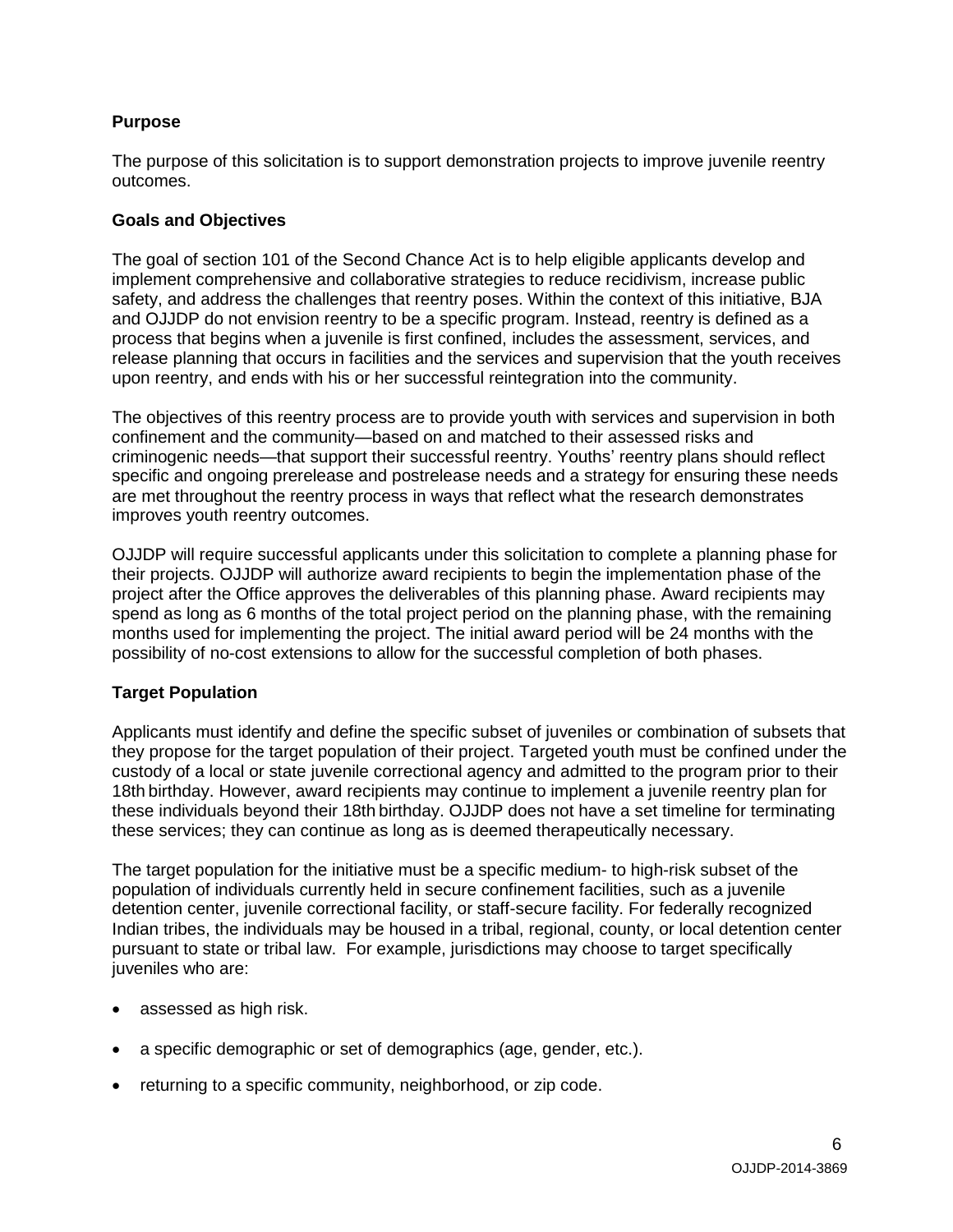**Purpose**

The purpose of this solicitation is to support demonstration projects to improve juvenile reentry outcomes.

**Goals and Objectives**

The goal of section 101 of the Second Chance Act is to help eligible applicants develop and implement comprehensive and collaborative strategies to reduce recidivism, increase public safety, and address the challenges that reentry poses. Within the context of this initiative, BJA and OJJDP do not envision reentry to be a specific program. Instead, reentry is defined as a process that begins when a juvenile is first confined, includes the assessment, services, and release planning that occurs in facilities and the services and supervision that the youth receives upon reentry, and ends with his or her successful reintegration into the community.

The objectives of this reentry process are to provide youth with services and supervision in both confinement and the community—based on and matched to their assessed risks and criminogenic needs—that support their successful reentry. Youths' reentry plans should reflect specific and ongoing prerelease and postrelease needs and a strategy for ensuring these needs are met throughout the reentry process in ways that reflect what the research demonstrates improves youth reentry outcomes.

OJJDP will require successful applicants under this solicitation to complete a planning phase for their projects. OJJDP will authorize award recipients to begin the implementation phase of the project after the Office approves the deliverables of this planning phase. Award recipients may spend as long as 6 months of the total project period on the planning phase, with the remaining months used for implementing the project. The initial award period will be 24 months with the possibility of no-cost extensions to allow for the successful completion of both phases.

**Target Population**

Applicants must identify and define the specific subset of juveniles or combination of subsets that they propose for the target population of their project. Targeted youth must be confined under the custody of a local or state juvenile correctional agency and admitted to the program prior to their 18th birthday. However, award recipients may continue to implement a juvenile reentry plan for these individuals beyond their 18th birthday. OJJDP does not have a set timeline for terminating these services; they can continue as long as is deemed therapeutically necessary.

The target population for the initiative must be a specific medium- to high-risk subset of the population of individuals currently held in secure confinement facilities, such as a juvenile detention center, juvenile correctional facility, or staff-secure facility. For federally recognized Indian tribes, the individuals may be housed in a tribal, regional, county, or local detention center pursuant to state or tribal law. For example, jurisdictions may choose to target specifically juveniles who are:

- assessed as high risk.
- a specific demographic or set of demographics (age, gender, etc.).
- returning to a specific community, neighborhood, or zip code.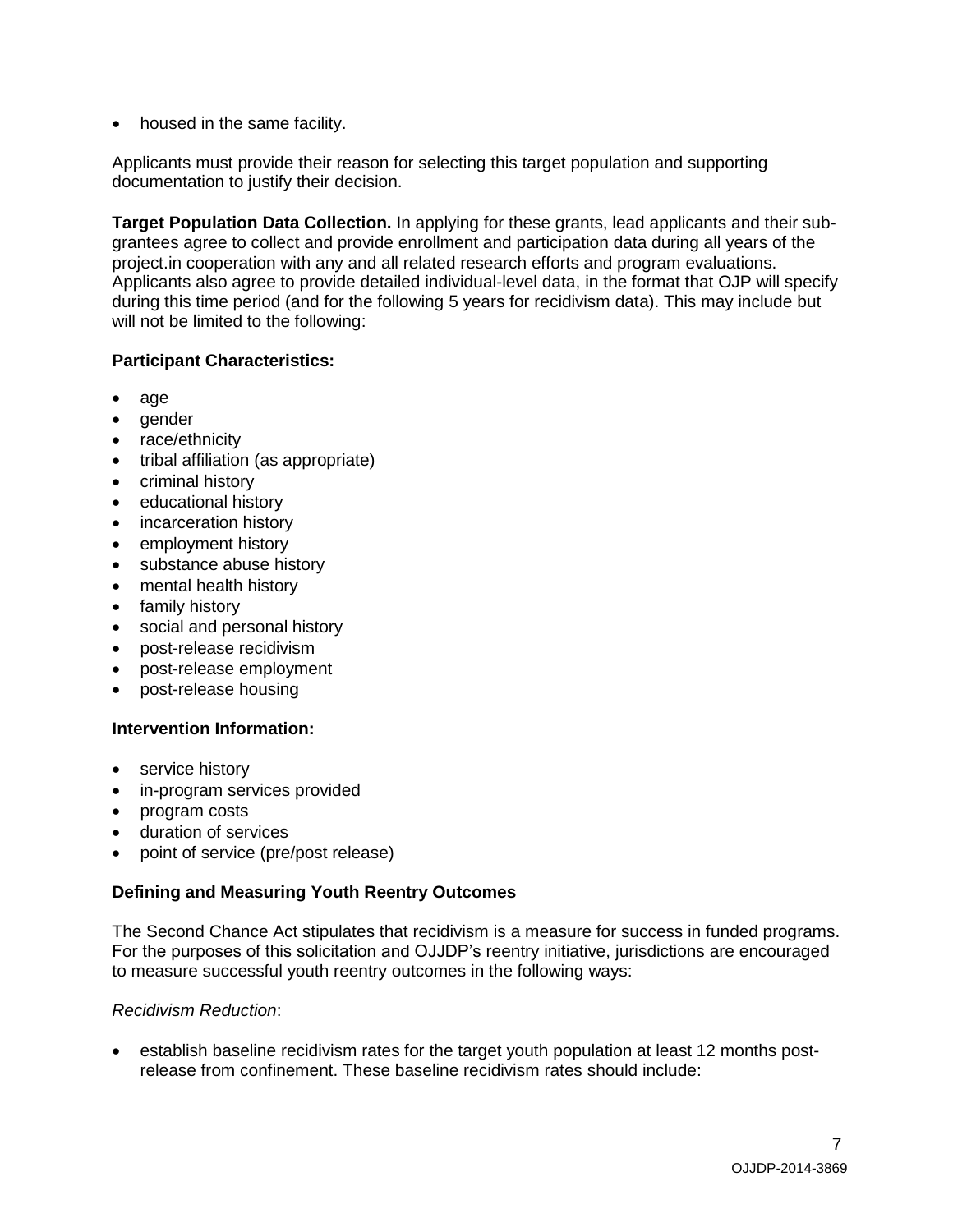- housed in the same facility.

Applicants must provide their reason for selecting this target population and supporting documentation to justify their decision.

**Target Population Data Collection.** In applying for these grants, lead applicants and their sub-grantees agree to collect and provide enrollment and participation data during all years of the project.in cooperation with any and all related research efforts and program evaluations. Applicants also agree to provide detailed individual-level data, in the format that OJP will specify during this time period (and for the following 5 years for recidivism data). This may include but will not be limited to the following:

**Participant Characteristics:**

- age
- gender
- race/ethnicity
- tribal affiliation (as appropriate)
- criminal history
- educational history
- incarceration history
- employment history
- substance abuse history
- mental health history
- family history
- social and personal history
- post-release recidivism
- post-release employment
- post-release housing

**Intervention Information:**

- service history
- in-program services provided
- program costs
- duration of services
- point of service (pre/post release)

**Defining and Measuring Youth Reentry Outcomes**

The Second Chance Act stipulates that recidivism is a measure for success in funded programs. For the purposes of this solicitation and OJJDP's reentry initiative, jurisdictions are encouraged to measure successful youth reentry outcomes in the following ways:

*Recidivism Reduction*:

- establish baseline recidivism rates for the target youth population at least 12 months post-release from confinement. These baseline recidivism rates should include: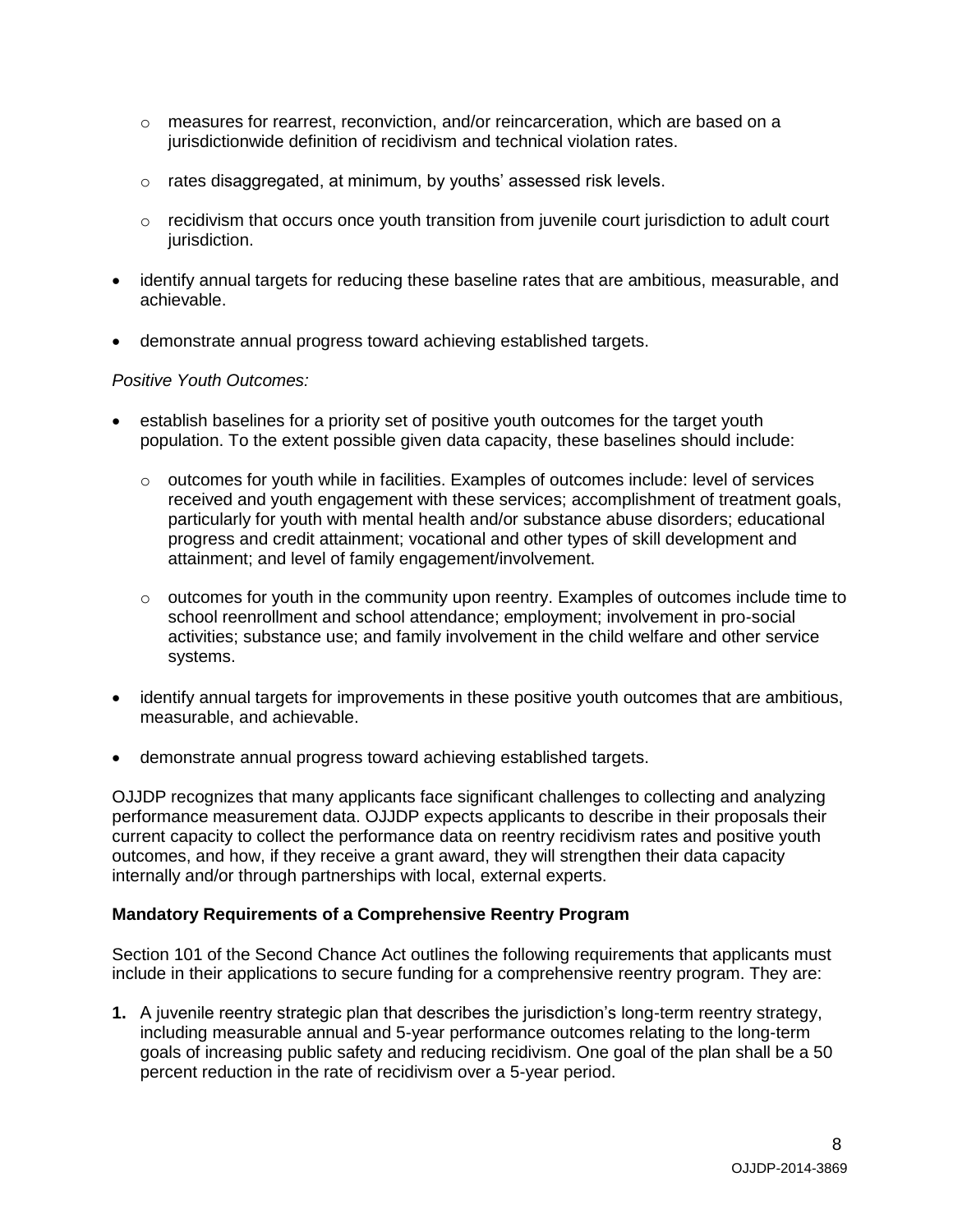- measures for rearrest, reconviction, and/or reincarceration, which are based on a jurisdictionwide definition of recidivism and technical violation rates.
    - rates disaggregated, at minimum, by youths' assessed risk levels.
    - recidivism that occurs once youth transition from juvenile court jurisdiction to adult court jurisdiction.
- identify annual targets for reducing these baseline rates that are ambitious, measurable, and achievable.
- demonstrate annual progress toward achieving established targets.

*Positive Youth Outcomes:*

- establish baselines for a priority set of positive youth outcomes for the target youth population. To the extent possible given data capacity, these baselines should include:
    - outcomes for youth while in facilities. Examples of outcomes include: level of services received and youth engagement with these services; accomplishment of treatment goals, particularly for youth with mental health and/or substance abuse disorders; educational progress and credit attainment; vocational and other types of skill development and attainment; and level of family engagement/involvement.
    - outcomes for youth in the community upon reentry. Examples of outcomes include time to school reenrollment and school attendance; employment; involvement in pro-social activities; substance use; and family involvement in the child welfare and other service systems.
- identify annual targets for improvements in these positive youth outcomes that are ambitious, measurable, and achievable.
- demonstrate annual progress toward achieving established targets.

OJJDP recognizes that many applicants face significant challenges to collecting and analyzing performance measurement data. OJJDP expects applicants to describe in their proposals their current capacity to collect the performance data on reentry recidivism rates and positive youth outcomes, and how, if they receive a grant award, they will strengthen their data capacity internally and/or through partnerships with local, external experts.

**Mandatory Requirements of a Comprehensive Reentry Program**

Section 101 of the Second Chance Act outlines the following requirements that applicants must include in their applications to secure funding for a comprehensive reentry program. They are:

**1.** A juvenile reentry strategic plan that describes the jurisdiction's long-term reentry strategy, including measurable annual and 5-year performance outcomes relating to the long-term goals of increasing public safety and reducing recidivism. One goal of the plan shall be a 50 percent reduction in the rate of recidivism over a 5-year period.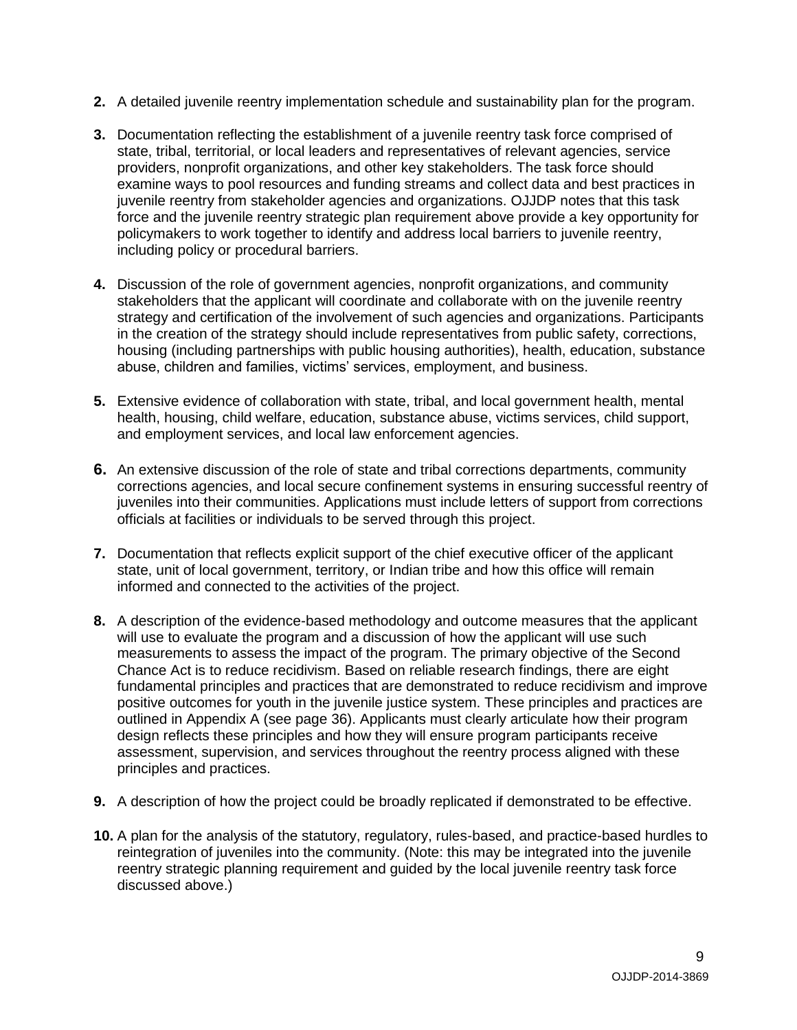2. A detailed juvenile reentry implementation schedule and sustainability plan for the program.

3. Documentation reflecting the establishment of a juvenile reentry task force comprised of state, tribal, territorial, or local leaders and representatives of relevant agencies, service providers, nonprofit organizations, and other key stakeholders. The task force should examine ways to pool resources and funding streams and collect data and best practices in juvenile reentry from stakeholder agencies and organizations. OJJDP notes that this task force and the juvenile reentry strategic plan requirement above provide a key opportunity for policymakers to work together to identify and address local barriers to juvenile reentry, including policy or procedural barriers.

4. Discussion of the role of government agencies, nonprofit organizations, and community stakeholders that the applicant will coordinate and collaborate with on the juvenile reentry strategy and certification of the involvement of such agencies and organizations. Participants in the creation of the strategy should include representatives from public safety, corrections, housing (including partnerships with public housing authorities), health, education, substance abuse, children and families, victims' services, employment, and business.

5. Extensive evidence of collaboration with state, tribal, and local government health, mental health, housing, child welfare, education, substance abuse, victims services, child support, and employment services, and local law enforcement agencies.

6. An extensive discussion of the role of state and tribal corrections departments, community corrections agencies, and local secure confinement systems in ensuring successful reentry of juveniles into their communities. Applications must include letters of support from corrections officials at facilities or individuals to be served through this project.

7. Documentation that reflects explicit support of the chief executive officer of the applicant state, unit of local government, territory, or Indian tribe and how this office will remain informed and connected to the activities of the project.

8. A description of the evidence-based methodology and outcome measures that the applicant will use to evaluate the program and a discussion of how the applicant will use such measurements to assess the impact of the program. The primary objective of the Second Chance Act is to reduce recidivism. Based on reliable research findings, there are eight fundamental principles and practices that are demonstrated to reduce recidivism and improve positive outcomes for youth in the juvenile justice system. These principles and practices are outlined in Appendix A (see page 36). Applicants must clearly articulate how their program design reflects these principles and how they will ensure program participants receive assessment, supervision, and services throughout the reentry process aligned with these principles and practices.

9. A description of how the project could be broadly replicated if demonstrated to be effective.

10. A plan for the analysis of the statutory, regulatory, rules-based, and practice-based hurdles to reintegration of juveniles into the community. (Note: this may be integrated into the juvenile reentry strategic planning requirement and guided by the local juvenile reentry task force discussed above.)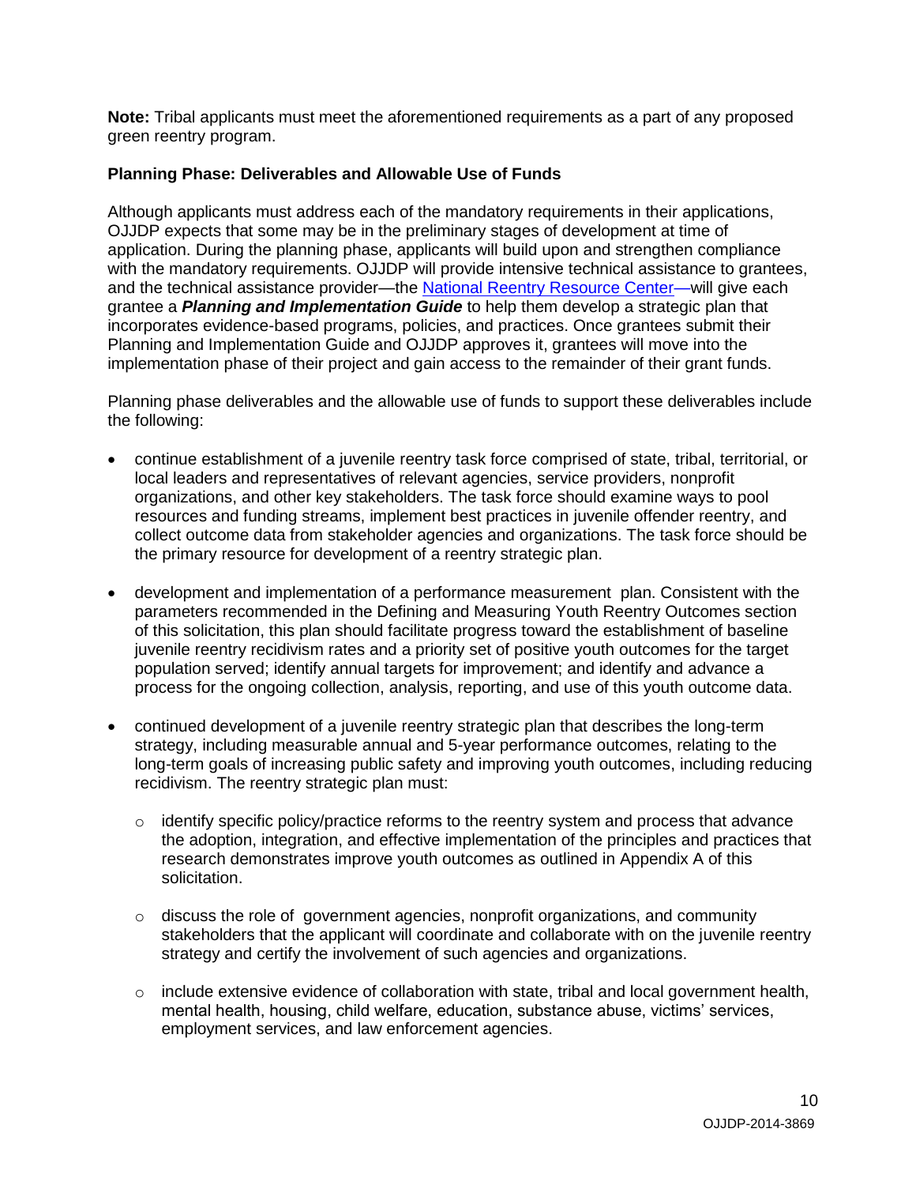**Note:** Tribal applicants must meet the aforementioned requirements as a part of any proposed green reentry program.

**Planning Phase: Deliverables and Allowable Use of Funds**

Although applicants must address each of the mandatory requirements in their applications, OJJDP expects that some may be in the preliminary stages of development at time of application. During the planning phase, applicants will build upon and strengthen compliance with the mandatory requirements. OJJDP will provide intensive technical assistance to grantees, and the technical assistance provider—the [National Reentry Resource Center](#)—will give each grantee a ***Planning and Implementation Guide*** to help them develop a strategic plan that incorporates evidence-based programs, policies, and practices. Once grantees submit their Planning and Implementation Guide and OJJDP approves it, grantees will move into the implementation phase of their project and gain access to the remainder of their grant funds.

Planning phase deliverables and the allowable use of funds to support these deliverables include the following:

- continue establishment of a juvenile reentry task force comprised of state, tribal, territorial, or local leaders and representatives of relevant agencies, service providers, nonprofit organizations, and other key stakeholders. The task force should examine ways to pool resources and funding streams, implement best practices in juvenile offender reentry, and collect outcome data from stakeholder agencies and organizations. The task force should be the primary resource for development of a reentry strategic plan.
- development and implementation of a performance measurement plan. Consistent with the parameters recommended in the Defining and Measuring Youth Reentry Outcomes section of this solicitation, this plan should facilitate progress toward the establishment of baseline juvenile reentry recidivism rates and a priority set of positive youth outcomes for the target population served; identify annual targets for improvement; and identify and advance a process for the ongoing collection, analysis, reporting, and use of this youth outcome data.
- continued development of a juvenile reentry strategic plan that describes the long-term strategy, including measurable annual and 5-year performance outcomes, relating to the long-term goals of increasing public safety and improving youth outcomes, including reducing recidivism. The reentry strategic plan must:
  - identify specific policy/practice reforms to the reentry system and process that advance the adoption, integration, and effective implementation of the principles and practices that research demonstrates improve youth outcomes as outlined in Appendix A of this solicitation.
  - discuss the role of government agencies, nonprofit organizations, and community stakeholders that the applicant will coordinate and collaborate with on the juvenile reentry strategy and certify the involvement of such agencies and organizations.
  - include extensive evidence of collaboration with state, tribal and local government health, mental health, housing, child welfare, education, substance abuse, victims' services, employment services, and law enforcement agencies.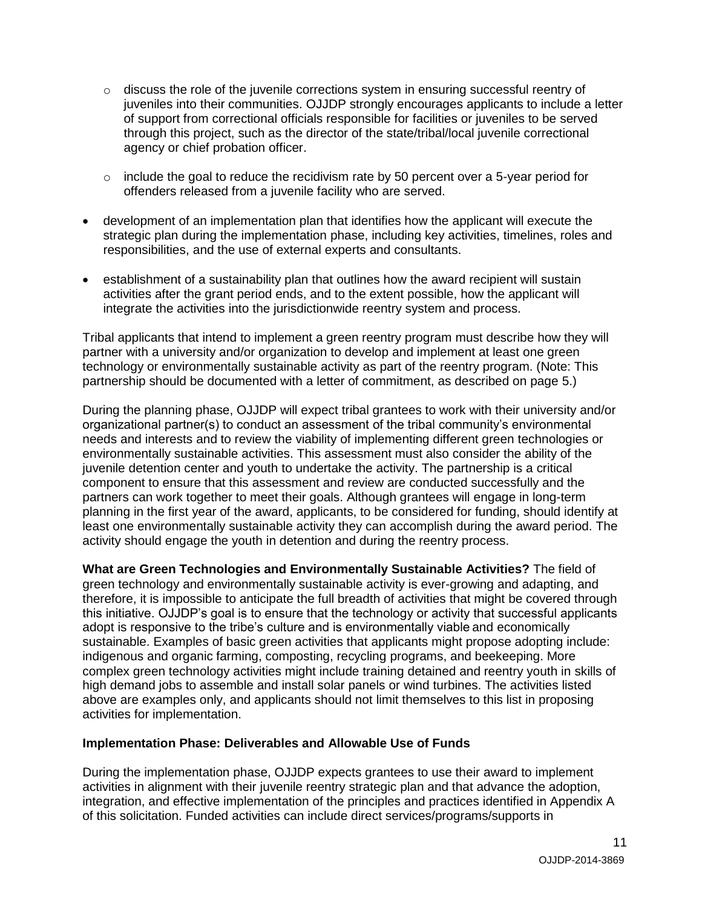- discuss the role of the juvenile corrections system in ensuring successful reentry of juveniles into their communities. OJJDP strongly encourages applicants to include a letter of support from correctional officials responsible for facilities or juveniles to be served through this project, such as the director of the state/tribal/local juvenile correctional agency or chief probation officer.

  - include the goal to reduce the recidivism rate by 50 percent over a 5-year period for offenders released from a juvenile facility who are served.

- development of an implementation plan that identifies how the applicant will execute the strategic plan during the implementation phase, including key activities, timelines, roles and responsibilities, and the use of external experts and consultants.

- establishment of a sustainability plan that outlines how the award recipient will sustain activities after the grant period ends, and to the extent possible, how the applicant will integrate the activities into the jurisdictionwide reentry system and process.

Tribal applicants that intend to implement a green reentry program must describe how they will partner with a university and/or organization to develop and implement at least one green technology or environmentally sustainable activity as part of the reentry program. (Note: This partnership should be documented with a letter of commitment, as described on page 5.)

During the planning phase, OJJDP will expect tribal grantees to work with their university and/or organizational partner(s) to conduct an assessment of the tribal community's environmental needs and interests and to review the viability of implementing different green technologies or environmentally sustainable activities. This assessment must also consider the ability of the juvenile detention center and youth to undertake the activity. The partnership is a critical component to ensure that this assessment and review are conducted successfully and the partners can work together to meet their goals. Although grantees will engage in long-term planning in the first year of the award, applicants, to be considered for funding, should identify at least one environmentally sustainable activity they can accomplish during the award period. The activity should engage the youth in detention and during the reentry process.

**What are Green Technologies and Environmentally Sustainable Activities?** The field of green technology and environmentally sustainable activity is ever-growing and adapting, and therefore, it is impossible to anticipate the full breadth of activities that might be covered through this initiative. OJJDP's goal is to ensure that the technology or activity that successful applicants adopt is responsive to the tribe's culture and is environmentally viable and economically sustainable. Examples of basic green activities that applicants might propose adopting include: indigenous and organic farming, composting, recycling programs, and beekeeping. More complex green technology activities might include training detained and reentry youth in skills of high demand jobs to assemble and install solar panels or wind turbines. The activities listed above are examples only, and applicants should not limit themselves to this list in proposing activities for implementation.

**Implementation Phase: Deliverables and Allowable Use of Funds**

During the implementation phase, OJJDP expects grantees to use their award to implement activities in alignment with their juvenile reentry strategic plan and that advance the adoption, integration, and effective implementation of the principles and practices identified in Appendix A of this solicitation. Funded activities can include direct services/programs/supports in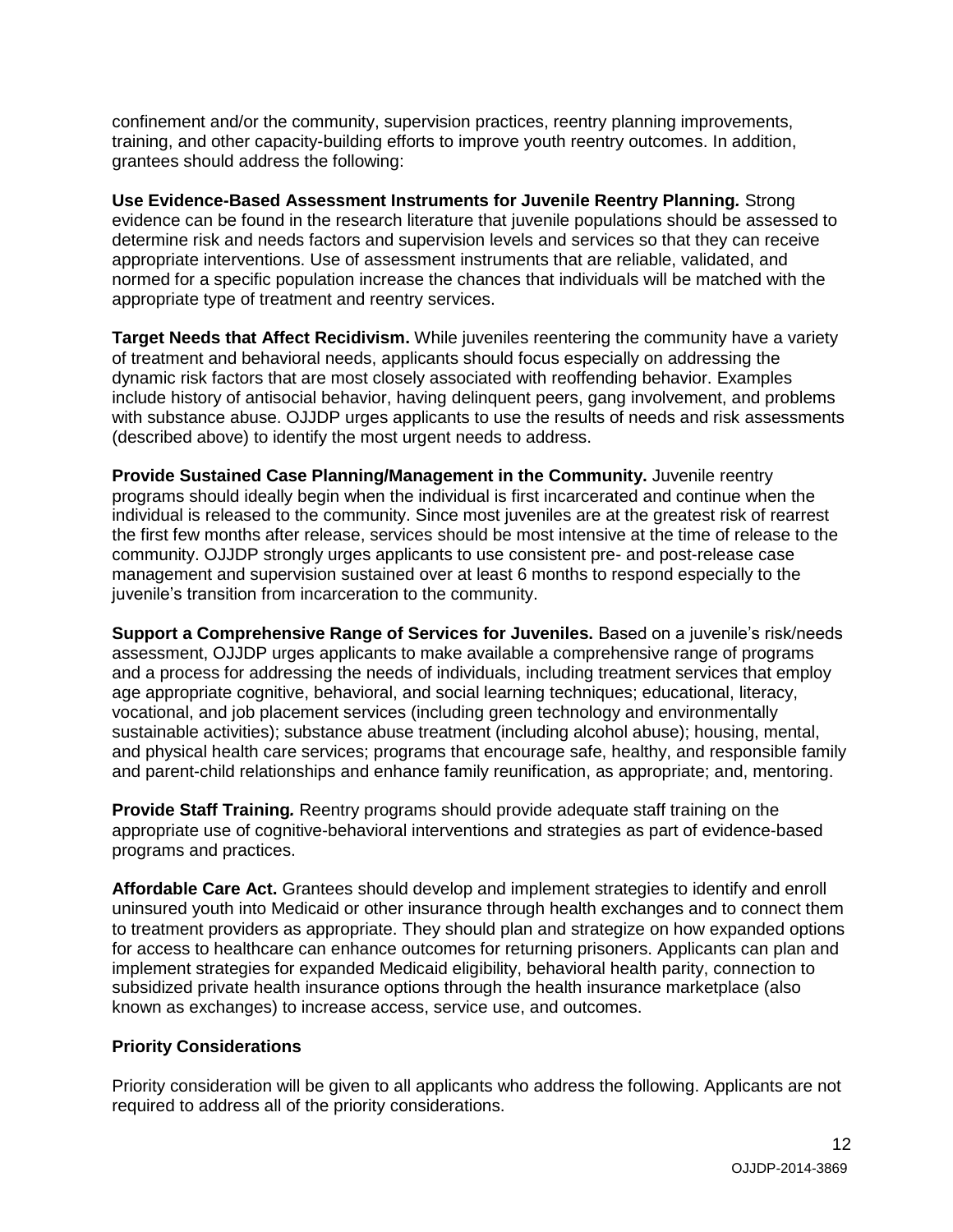confinement and/or the community, supervision practices, reentry planning improvements, training, and other capacity-building efforts to improve youth reentry outcomes. In addition, grantees should address the following:

**Use Evidence-Based Assessment Instruments for Juvenile Reentry Planning.** Strong evidence can be found in the research literature that juvenile populations should be assessed to determine risk and needs factors and supervision levels and services so that they can receive appropriate interventions. Use of assessment instruments that are reliable, validated, and normed for a specific population increase the chances that individuals will be matched with the appropriate type of treatment and reentry services.

**Target Needs that Affect Recidivism.** While juveniles reentering the community have a variety of treatment and behavioral needs, applicants should focus especially on addressing the dynamic risk factors that are most closely associated with reoffending behavior. Examples include history of antisocial behavior, having delinquent peers, gang involvement, and problems with substance abuse. OJJDP urges applicants to use the results of needs and risk assessments (described above) to identify the most urgent needs to address.

**Provide Sustained Case Planning/Management in the Community.** Juvenile reentry programs should ideally begin when the individual is first incarcerated and continue when the individual is released to the community. Since most juveniles are at the greatest risk of rearrest the first few months after release, services should be most intensive at the time of release to the community. OJJDP strongly urges applicants to use consistent pre- and post-release case management and supervision sustained over at least 6 months to respond especially to the juvenile's transition from incarceration to the community.

**Support a Comprehensive Range of Services for Juveniles.** Based on a juvenile's risk/needs assessment, OJJDP urges applicants to make available a comprehensive range of programs and a process for addressing the needs of individuals, including treatment services that employ age appropriate cognitive, behavioral, and social learning techniques; educational, literacy, vocational, and job placement services (including green technology and environmentally sustainable activities); substance abuse treatment (including alcohol abuse); housing, mental, and physical health care services; programs that encourage safe, healthy, and responsible family and parent-child relationships and enhance family reunification, as appropriate; and, mentoring.

**Provide Staff Training.** Reentry programs should provide adequate staff training on the appropriate use of cognitive-behavioral interventions and strategies as part of evidence-based programs and practices.

**Affordable Care Act.** Grantees should develop and implement strategies to identify and enroll uninsured youth into Medicaid or other insurance through health exchanges and to connect them to treatment providers as appropriate. They should plan and strategize on how expanded options for access to healthcare can enhance outcomes for returning prisoners. Applicants can plan and implement strategies for expanded Medicaid eligibility, behavioral health parity, connection to subsidized private health insurance options through the health insurance marketplace (also known as exchanges) to increase access, service use, and outcomes.

**Priority Considerations**

Priority consideration will be given to all applicants who address the following. Applicants are not required to address all of the priority considerations.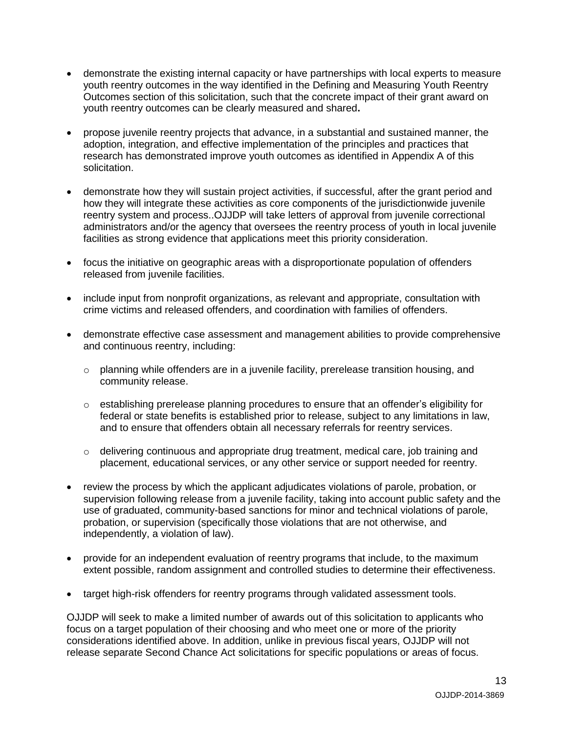- demonstrate the existing internal capacity or have partnerships with local experts to measure youth reentry outcomes in the way identified in the Defining and Measuring Youth Reentry Outcomes section of this solicitation, such that the concrete impact of their grant award on youth reentry outcomes can be clearly measured and shared**.**

- propose juvenile reentry projects that advance, in a substantial and sustained manner, the adoption, integration, and effective implementation of the principles and practices that research has demonstrated improve youth outcomes as identified in Appendix A of this solicitation.

- demonstrate how they will sustain project activities, if successful, after the grant period and how they will integrate these activities as core components of the jurisdictionwide juvenile reentry system and process..OJJDP will take letters of approval from juvenile correctional administrators and/or the agency that oversees the reentry process of youth in local juvenile facilities as strong evidence that applications meet this priority consideration.

- focus the initiative on geographic areas with a disproportionate population of offenders released from juvenile facilities.

- include input from nonprofit organizations, as relevant and appropriate, consultation with crime victims and released offenders, and coordination with families of offenders.

- demonstrate effective case assessment and management abilities to provide comprehensive and continuous reentry, including:

    - planning while offenders are in a juvenile facility, prerelease transition housing, and community release.

    - establishing prerelease planning procedures to ensure that an offender's eligibility for federal or state benefits is established prior to release, subject to any limitations in law, and to ensure that offenders obtain all necessary referrals for reentry services.

    - delivering continuous and appropriate drug treatment, medical care, job training and placement, educational services, or any other service or support needed for reentry.

- review the process by which the applicant adjudicates violations of parole, probation, or supervision following release from a juvenile facility, taking into account public safety and the use of graduated, community-based sanctions for minor and technical violations of parole, probation, or supervision (specifically those violations that are not otherwise, and independently, a violation of law).

- provide for an independent evaluation of reentry programs that include, to the maximum extent possible, random assignment and controlled studies to determine their effectiveness.

- target high-risk offenders for reentry programs through validated assessment tools.

OJJDP will seek to make a limited number of awards out of this solicitation to applicants who focus on a target population of their choosing and who meet one or more of the priority considerations identified above. In addition, unlike in previous fiscal years, OJJDP will not release separate Second Chance Act solicitations for specific populations or areas of focus.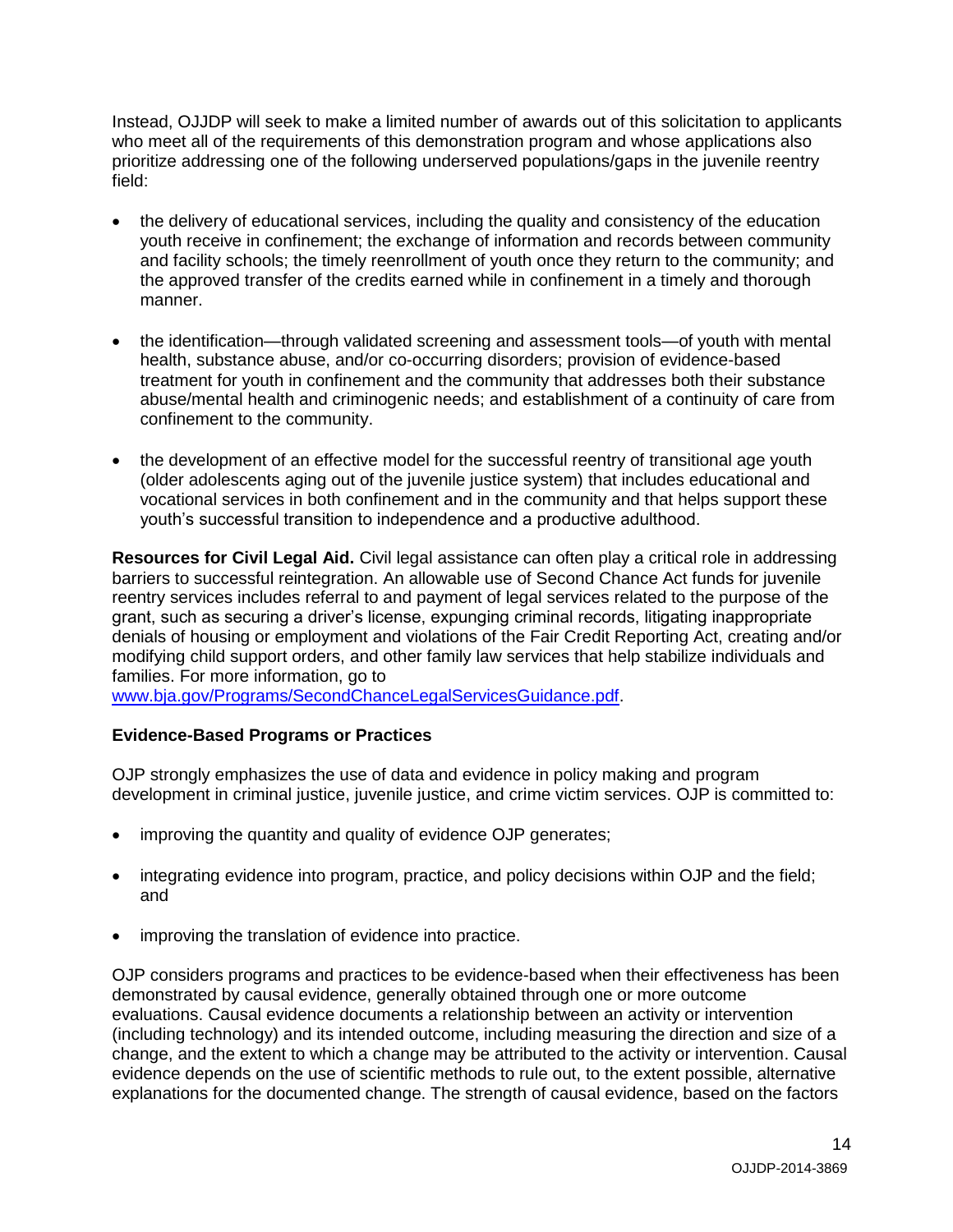Instead, OJJDP will seek to make a limited number of awards out of this solicitation to applicants who meet all of the requirements of this demonstration program and whose applications also prioritize addressing one of the following underserved populations/gaps in the juvenile reentry field:

- the delivery of educational services, including the quality and consistency of the education youth receive in confinement; the exchange of information and records between community and facility schools; the timely reenrollment of youth once they return to the community; and the approved transfer of the credits earned while in confinement in a timely and thorough manner.

- the identification—through validated screening and assessment tools—of youth with mental health, substance abuse, and/or co-occurring disorders; provision of evidence-based treatment for youth in confinement and the community that addresses both their substance abuse/mental health and criminogenic needs; and establishment of a continuity of care from confinement to the community.

- the development of an effective model for the successful reentry of transitional age youth (older adolescents aging out of the juvenile justice system) that includes educational and vocational services in both confinement and in the community and that helps support these youth's successful transition to independence and a productive adulthood.

**Resources for Civil Legal Aid.** Civil legal assistance can often play a critical role in addressing barriers to successful reintegration. An allowable use of Second Chance Act funds for juvenile reentry services includes referral to and payment of legal services related to the purpose of the grant, such as securing a driver's license, expunging criminal records, litigating inappropriate denials of housing or employment and violations of the Fair Credit Reporting Act, creating and/or modifying child support orders, and other family law services that help stabilize individuals and families. For more information, go to [www.bja.gov/Programs/SecondChanceLegalServicesGuidance.pdf](www.bja.gov/Programs/SecondChanceLegalServicesGuidance.pdf).

### Evidence-Based Programs or Practices

OJP strongly emphasizes the use of data and evidence in policy making and program development in criminal justice, juvenile justice, and crime victim services. OJP is committed to:

- improving the quantity and quality of evidence OJP generates;

- integrating evidence into program, practice, and policy decisions within OJP and the field; and

- improving the translation of evidence into practice.

OJP considers programs and practices to be evidence-based when their effectiveness has been demonstrated by causal evidence, generally obtained through one or more outcome evaluations. Causal evidence documents a relationship between an activity or intervention (including technology) and its intended outcome, including measuring the direction and size of a change, and the extent to which a change may be attributed to the activity or intervention. Causal evidence depends on the use of scientific methods to rule out, to the extent possible, alternative explanations for the documented change. The strength of causal evidence, based on the factors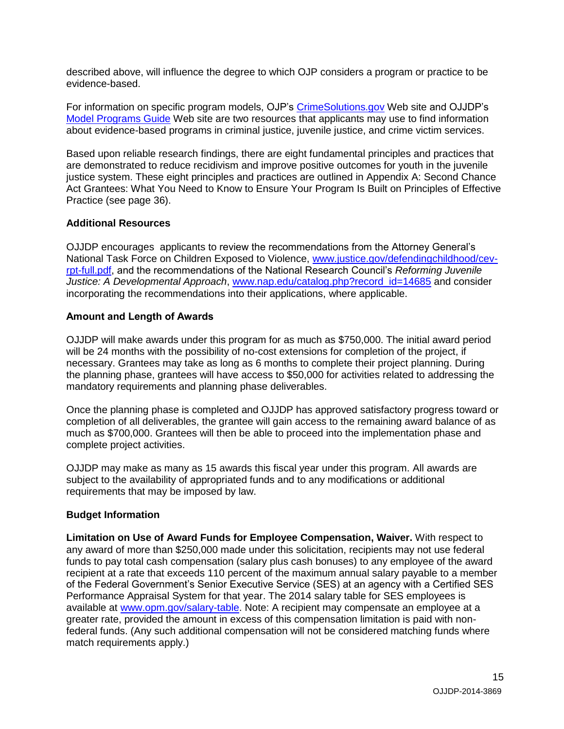described above, will influence the degree to which OJP considers a program or practice to be evidence-based.

For information on specific program models, OJP's [CrimeSolutions.gov](CrimeSolutions.gov) Web site and OJJDP's [Model Programs Guide](Model Programs Guide) Web site are two resources that applicants may use to find information about evidence-based programs in criminal justice, juvenile justice, and crime victim services.

Based upon reliable research findings, there are eight fundamental principles and practices that are demonstrated to reduce recidivism and improve positive outcomes for youth in the juvenile justice system. These eight principles and practices are outlined in Appendix A: Second Chance Act Grantees: What You Need to Know to Ensure Your Program Is Built on Principles of Effective Practice (see page 36).

**Additional Resources**

OJJDP encourages applicants to review the recommendations from the Attorney General's National Task Force on Children Exposed to Violence, www.justice.gov/defendingchildhood/cev-rpt-full.pdf, and the recommendations of the National Research Council's *Reforming Juvenile Justice: A Developmental Approach*, www.nap.edu/catalog.php?record_id=14685 and consider incorporating the recommendations into their applications, where applicable.

**Amount and Length of Awards**

OJJDP will make awards under this program for as much as $750,000. The initial award period will be 24 months with the possibility of no-cost extensions for completion of the project, if necessary. Grantees may take as long as 6 months to complete their project planning. During the planning phase, grantees will have access to $50,000 for activities related to addressing the mandatory requirements and planning phase deliverables.

Once the planning phase is completed and OJJDP has approved satisfactory progress toward or completion of all deliverables, the grantee will gain access to the remaining award balance of as much as $700,000. Grantees will then be able to proceed into the implementation phase and complete project activities.

OJJDP may make as many as 15 awards this fiscal year under this program. All awards are subject to the availability of appropriated funds and to any modifications or additional requirements that may be imposed by law.

**Budget Information**

**Limitation on Use of Award Funds for Employee Compensation, Waiver.** With respect to any award of more than $250,000 made under this solicitation, recipients may not use federal funds to pay total cash compensation (salary plus cash bonuses) to any employee of the award recipient at a rate that exceeds 110 percent of the maximum annual salary payable to a member of the Federal Government's Senior Executive Service (SES) at an agency with a Certified SES Performance Appraisal System for that year. The 2014 salary table for SES employees is available at www.opm.gov/salary-table. Note: A recipient may compensate an employee at a greater rate, provided the amount in excess of this compensation limitation is paid with non-federal funds. (Any such additional compensation will not be considered matching funds where match requirements apply.)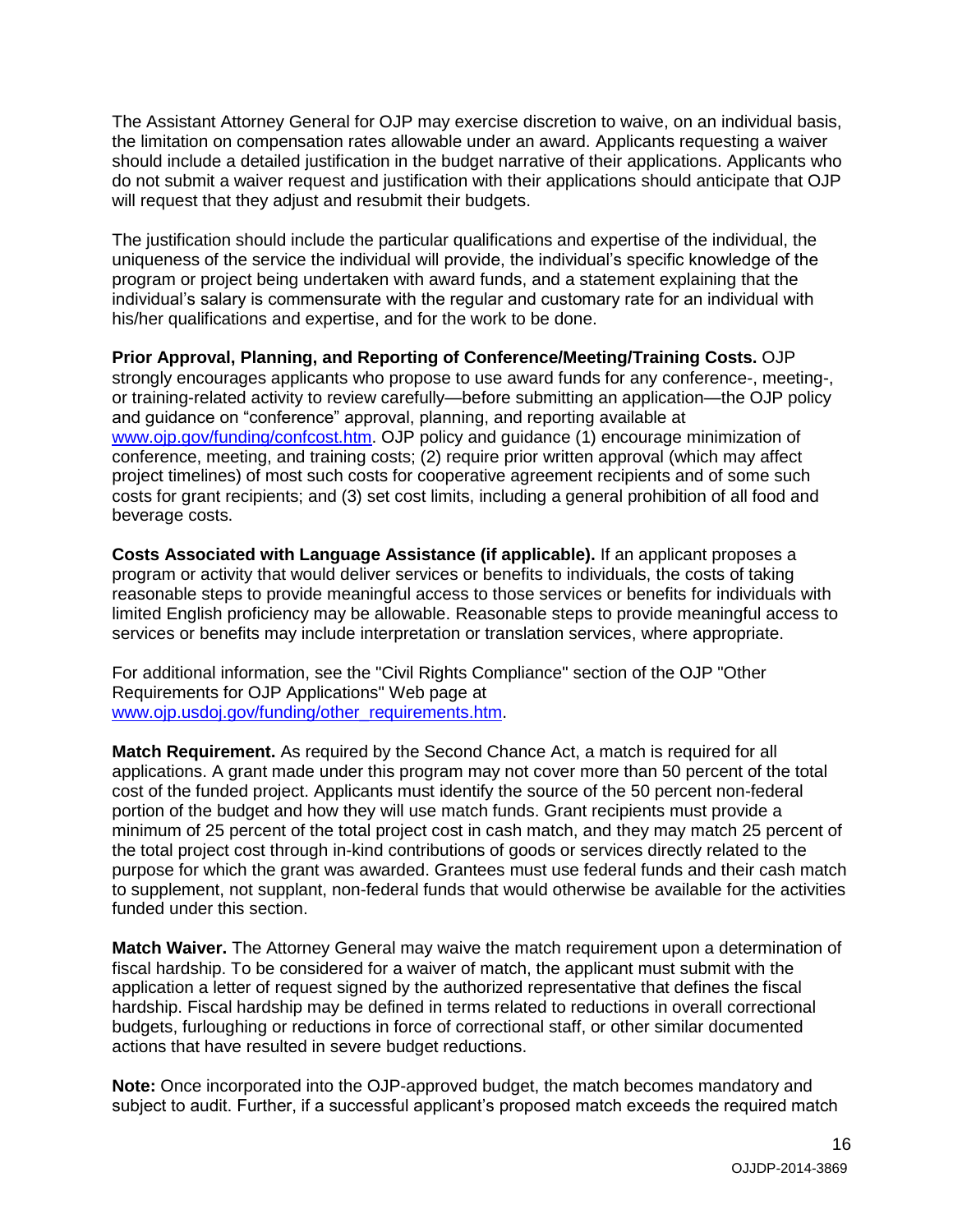The Assistant Attorney General for OJP may exercise discretion to waive, on an individual basis, the limitation on compensation rates allowable under an award. Applicants requesting a waiver should include a detailed justification in the budget narrative of their applications. Applicants who do not submit a waiver request and justification with their applications should anticipate that OJP will request that they adjust and resubmit their budgets.

The justification should include the particular qualifications and expertise of the individual, the uniqueness of the service the individual will provide, the individual's specific knowledge of the program or project being undertaken with award funds, and a statement explaining that the individual's salary is commensurate with the regular and customary rate for an individual with his/her qualifications and expertise, and for the work to be done.

**Prior Approval, Planning, and Reporting of Conference/Meeting/Training Costs.** OJP strongly encourages applicants who propose to use award funds for any conference-, meeting-, or training-related activity to review carefully—before submitting an application—the OJP policy and guidance on "conference" approval, planning, and reporting available at [www.ojp.gov/funding/confcost.htm](http://www.ojp.gov/funding/confcost.htm). OJP policy and guidance (1) encourage minimization of conference, meeting, and training costs; (2) require prior written approval (which may affect project timelines) of most such costs for cooperative agreement recipients and of some such costs for grant recipients; and (3) set cost limits, including a general prohibition of all food and beverage costs.

**Costs Associated with Language Assistance (if applicable).** If an applicant proposes a program or activity that would deliver services or benefits to individuals, the costs of taking reasonable steps to provide meaningful access to those services or benefits for individuals with limited English proficiency may be allowable. Reasonable steps to provide meaningful access to services or benefits may include interpretation or translation services, where appropriate.

For additional information, see the "Civil Rights Compliance" section of the OJP "Other Requirements for OJP Applications" Web page at [www.ojp.usdoj.gov/funding/other_requirements.htm](http://www.ojp.usdoj.gov/funding/other_requirements.htm).

**Match Requirement.** As required by the Second Chance Act, a match is required for all applications. A grant made under this program may not cover more than 50 percent of the total cost of the funded project. Applicants must identify the source of the 50 percent non-federal portion of the budget and how they will use match funds. Grant recipients must provide a minimum of 25 percent of the total project cost in cash match, and they may match 25 percent of the total project cost through in-kind contributions of goods or services directly related to the purpose for which the grant was awarded. Grantees must use federal funds and their cash match to supplement, not supplant, non-federal funds that would otherwise be available for the activities funded under this section.

**Match Waiver.** The Attorney General may waive the match requirement upon a determination of fiscal hardship. To be considered for a waiver of match, the applicant must submit with the application a letter of request signed by the authorized representative that defines the fiscal hardship. Fiscal hardship may be defined in terms related to reductions in overall correctional budgets, furloughing or reductions in force of correctional staff, or other similar documented actions that have resulted in severe budget reductions.

**Note:** Once incorporated into the OJP-approved budget, the match becomes mandatory and subject to audit. Further, if a successful applicant's proposed match exceeds the required match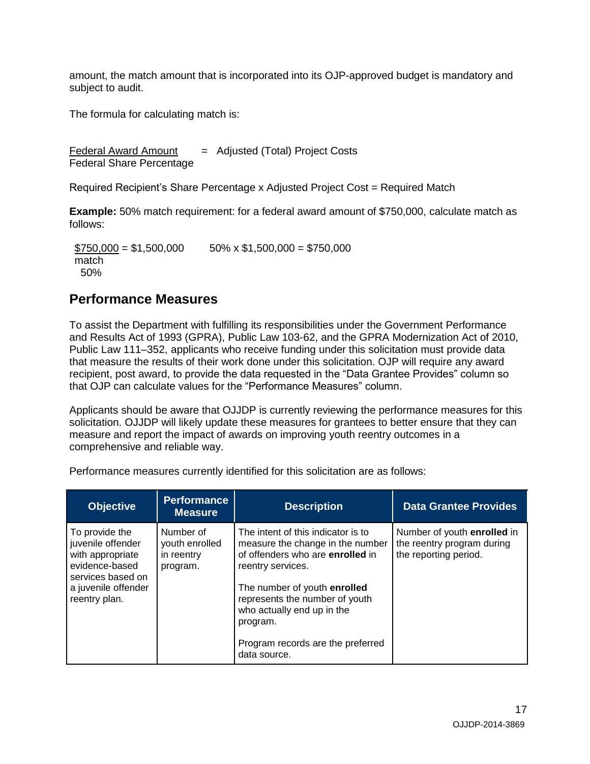amount, the match amount that is incorporated into its OJP-approved budget is mandatory and subject to audit.

The formula for calculating match is:

$$\frac{\text{Federal Award Amount}}{\text{Federal Share Percentage}} = \text{Adjusted (Total) Project Costs}$$

Required Recipient's Share Percentage x Adjusted Project Cost = Required Match

**Example:** 50% match requirement: for a federal award amount of $750,000, calculate match as follows:

$$\frac{\$750{,}000}{50\%} = \$1{,}500{,}000 \qquad 50\% \times \$1{,}500{,}000 = \$750{,}000 \text{ match}$$

## Performance Measures

To assist the Department with fulfilling its responsibilities under the Government Performance and Results Act of 1993 (GPRA), Public Law 103-62, and the GPRA Modernization Act of 2010, Public Law 111–352, applicants who receive funding under this solicitation must provide data that measure the results of their work done under this solicitation. OJP will require any award recipient, post award, to provide the data requested in the "Data Grantee Provides" column so that OJP can calculate values for the "Performance Measures" column.

Applicants should be aware that OJJDP is currently reviewing the performance measures for this solicitation. OJJDP will likely update these measures for grantees to better ensure that they can measure and report the impact of awards on improving youth reentry outcomes in a comprehensive and reliable way.

Performance measures currently identified for this solicitation are as follows:

| Objective | Performance Measure | Description | Data Grantee Provides |
|---|---|---|---|
| To provide the juvenile offender with appropriate evidence-based services based on a juvenile offender reentry plan. | Number of youth enrolled in reentry program. | The intent of this indicator is to measure the change in the number of offenders who are **enrolled** in reentry services.<br><br>The number of youth **enrolled** represents the number of youth who actually end up in the program.<br><br>Program records are the preferred data source. | Number of youth **enrolled** in the reentry program during the reporting period. |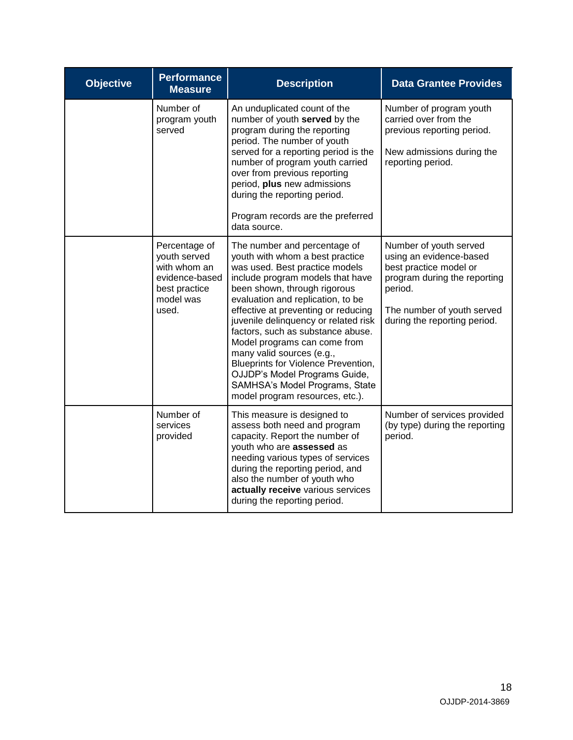| Objective | Performance Measure | Description | Data Grantee Provides |
| --- | --- | --- | --- |
| | Number of program youth served | An unduplicated count of the number of youth **served** by the program during the reporting period. The number of youth served for a reporting period is the number of program youth carried over from previous reporting period, **plus** new admissions during the reporting period.<br><br>Program records are the preferred data source. | Number of program youth carried over from the previous reporting period.<br><br>New admissions during the reporting period. |
| | Percentage of youth served with whom an evidence-based best practice model was used. | The number and percentage of youth with whom a best practice was used. Best practice models include program models that have been shown, through rigorous evaluation and replication, to be effective at preventing or reducing juvenile delinquency or related risk factors, such as substance abuse. Model programs can come from many valid sources (e.g., Blueprints for Violence Prevention, OJJDP's Model Programs Guide, SAMHSA's Model Programs, State model program resources, etc.). | Number of youth served using an evidence-based best practice model or program during the reporting period.<br><br>The number of youth served during the reporting period. |
| | Number of services provided | This measure is designed to assess both need and program capacity. Report the number of youth who are **assessed** as needing various types of services during the reporting period, and also the number of youth who **actually receive** various services during the reporting period. | Number of services provided (by type) during the reporting period. |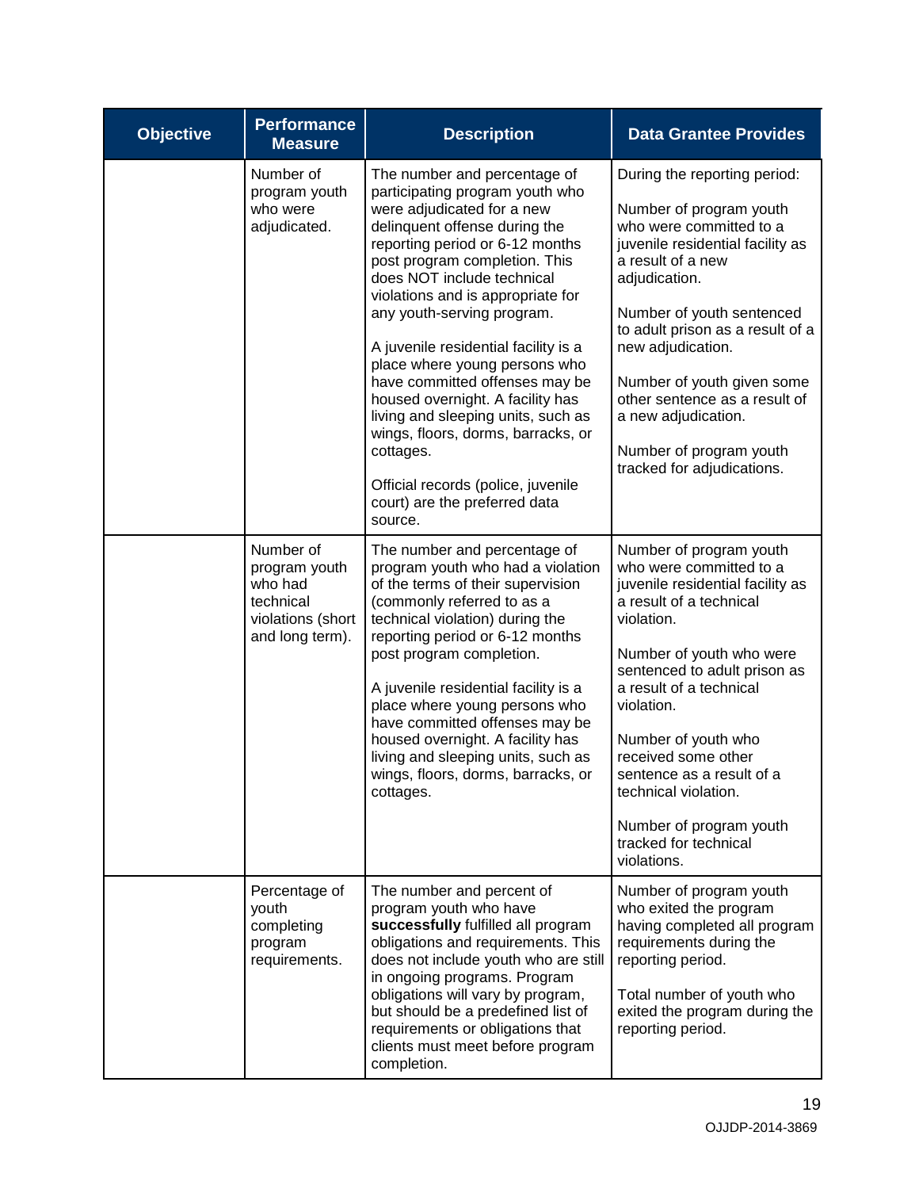| Objective | Performance Measure | Description | Data Grantee Provides |
|---|---|---|---|
| | Number of program youth who were adjudicated. | The number and percentage of participating program youth who were adjudicated for a new delinquent offense during the reporting period or 6-12 months post program completion. This does NOT include technical violations and is appropriate for any youth-serving program.<br><br>A juvenile residential facility is a place where young persons who have committed offenses may be housed overnight. A facility has living and sleeping units, such as wings, floors, dorms, barracks, or cottages.<br><br>Official records (police, juvenile court) are the preferred data source. | During the reporting period:<br><br>Number of program youth who were committed to a juvenile residential facility as a result of a new adjudication.<br><br>Number of youth sentenced to adult prison as a result of a new adjudication.<br><br>Number of youth given some other sentence as a result of a new adjudication.<br><br>Number of program youth tracked for adjudications. |
| | Number of program youth who had technical violations (short and long term). | The number and percentage of program youth who had a violation of the terms of their supervision (commonly referred to as a technical violation) during the reporting period or 6-12 months post program completion.<br><br>A juvenile residential facility is a place where young persons who have committed offenses may be housed overnight. A facility has living and sleeping units, such as wings, floors, dorms, barracks, or cottages. | Number of program youth who were committed to a juvenile residential facility as a result of a technical violation.<br><br>Number of youth who were sentenced to adult prison as a result of a technical violation.<br><br>Number of youth who received some other sentence as a result of a technical violation.<br><br>Number of program youth tracked for technical violations. |
| | Percentage of youth completing program requirements. | The number and percent of program youth who have **successfully** fulfilled all program obligations and requirements. This does not include youth who are still in ongoing programs. Program obligations will vary by program, but should be a predefined list of requirements or obligations that clients must meet before program completion. | Number of program youth who exited the program having completed all program requirements during the reporting period.<br><br>Total number of youth who exited the program during the reporting period. |

OJJDP-2014-3869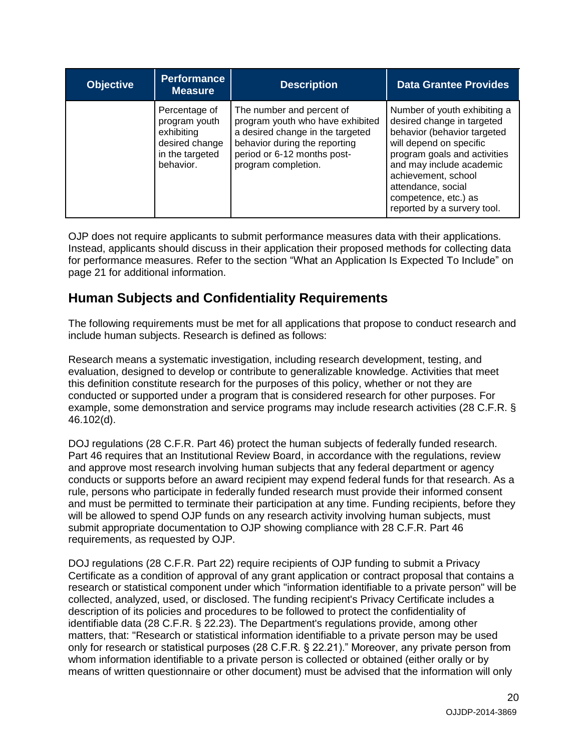| Objective | Performance Measure | Description | Data Grantee Provides |
| --- | --- | --- | --- |
| | Percentage of program youth exhibiting desired change in the targeted behavior. | The number and percent of program youth who have exhibited a desired change in the targeted behavior during the reporting period or 6-12 months post-program completion. | Number of youth exhibiting a desired change in targeted behavior (behavior targeted will depend on specific program goals and activities and may include academic achievement, school attendance, social competence, etc.) as reported by a survery tool. |

OJP does not require applicants to submit performance measures data with their applications. Instead, applicants should discuss in their application their proposed methods for collecting data for performance measures. Refer to the section "What an Application Is Expected To Include" on page 21 for additional information.

## Human Subjects and Confidentiality Requirements

The following requirements must be met for all applications that propose to conduct research and include human subjects. Research is defined as follows:

Research means a systematic investigation, including research development, testing, and evaluation, designed to develop or contribute to generalizable knowledge. Activities that meet this definition constitute research for the purposes of this policy, whether or not they are conducted or supported under a program that is considered research for other purposes. For example, some demonstration and service programs may include research activities (28 C.F.R. § 46.102(d).

DOJ regulations (28 C.F.R. Part 46) protect the human subjects of federally funded research. Part 46 requires that an Institutional Review Board, in accordance with the regulations, review and approve most research involving human subjects that any federal department or agency conducts or supports before an award recipient may expend federal funds for that research. As a rule, persons who participate in federally funded research must provide their informed consent and must be permitted to terminate their participation at any time. Funding recipients, before they will be allowed to spend OJP funds on any research activity involving human subjects, must submit appropriate documentation to OJP showing compliance with 28 C.F.R. Part 46 requirements, as requested by OJP.

DOJ regulations (28 C.F.R. Part 22) require recipients of OJP funding to submit a Privacy Certificate as a condition of approval of any grant application or contract proposal that contains a research or statistical component under which "information identifiable to a private person" will be collected, analyzed, used, or disclosed. The funding recipient's Privacy Certificate includes a description of its policies and procedures to be followed to protect the confidentiality of identifiable data (28 C.F.R. § 22.23). The Department's regulations provide, among other matters, that: "Research or statistical information identifiable to a private person may be used only for research or statistical purposes (28 C.F.R. § 22.21)." Moreover, any private person from whom information identifiable to a private person is collected or obtained (either orally or by means of written questionnaire or other document) must be advised that the information will only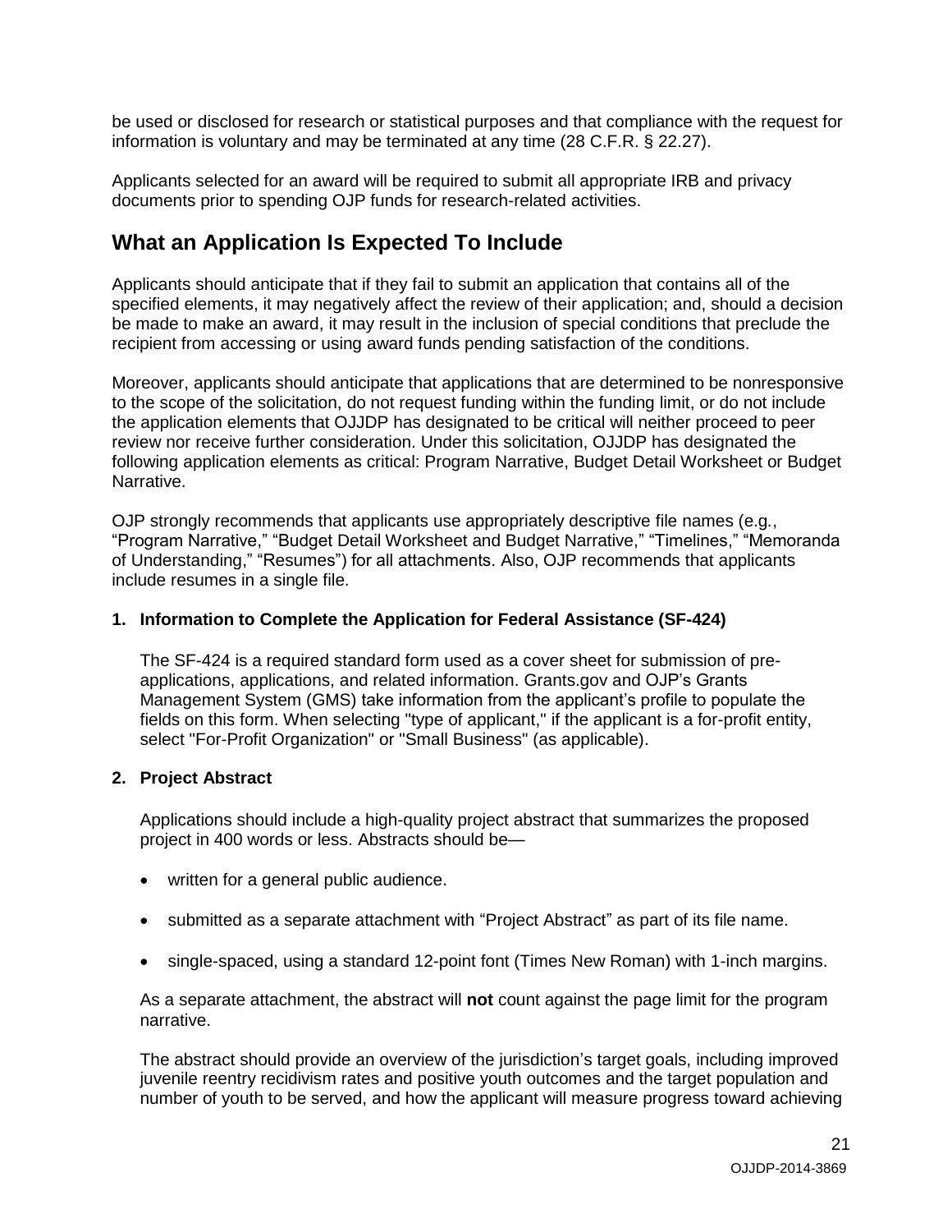be used or disclosed for research or statistical purposes and that compliance with the request for information is voluntary and may be terminated at any time (28 C.F.R. § 22.27).

Applicants selected for an award will be required to submit all appropriate IRB and privacy documents prior to spending OJP funds for research-related activities.

## What an Application Is Expected To Include

Applicants should anticipate that if they fail to submit an application that contains all of the specified elements, it may negatively affect the review of their application; and, should a decision be made to make an award, it may result in the inclusion of special conditions that preclude the recipient from accessing or using award funds pending satisfaction of the conditions.

Moreover, applicants should anticipate that applications that are determined to be nonresponsive to the scope of the solicitation, do not request funding within the funding limit, or do not include the application elements that OJJDP has designated to be critical will neither proceed to peer review nor receive further consideration. Under this solicitation, OJJDP has designated the following application elements as critical: Program Narrative, Budget Detail Worksheet or Budget Narrative.

OJP strongly recommends that applicants use appropriately descriptive file names (e.g., "Program Narrative," "Budget Detail Worksheet and Budget Narrative," "Timelines," "Memoranda of Understanding," "Resumes") for all attachments. Also, OJP recommends that applicants include resumes in a single file.

**1. Information to Complete the Application for Federal Assistance (SF-424)**

The SF-424 is a required standard form used as a cover sheet for submission of pre-applications, applications, and related information. Grants.gov and OJP's Grants Management System (GMS) take information from the applicant's profile to populate the fields on this form. When selecting "type of applicant," if the applicant is a for-profit entity, select "For-Profit Organization" or "Small Business" (as applicable).

**2. Project Abstract**

Applications should include a high-quality project abstract that summarizes the proposed project in 400 words or less. Abstracts should be—

- written for a general public audience.
- submitted as a separate attachment with "Project Abstract" as part of its file name.
- single-spaced, using a standard 12-point font (Times New Roman) with 1-inch margins.

As a separate attachment, the abstract will **not** count against the page limit for the program narrative.

The abstract should provide an overview of the jurisdiction's target goals, including improved juvenile reentry recidivism rates and positive youth outcomes and the target population and number of youth to be served, and how the applicant will measure progress toward achieving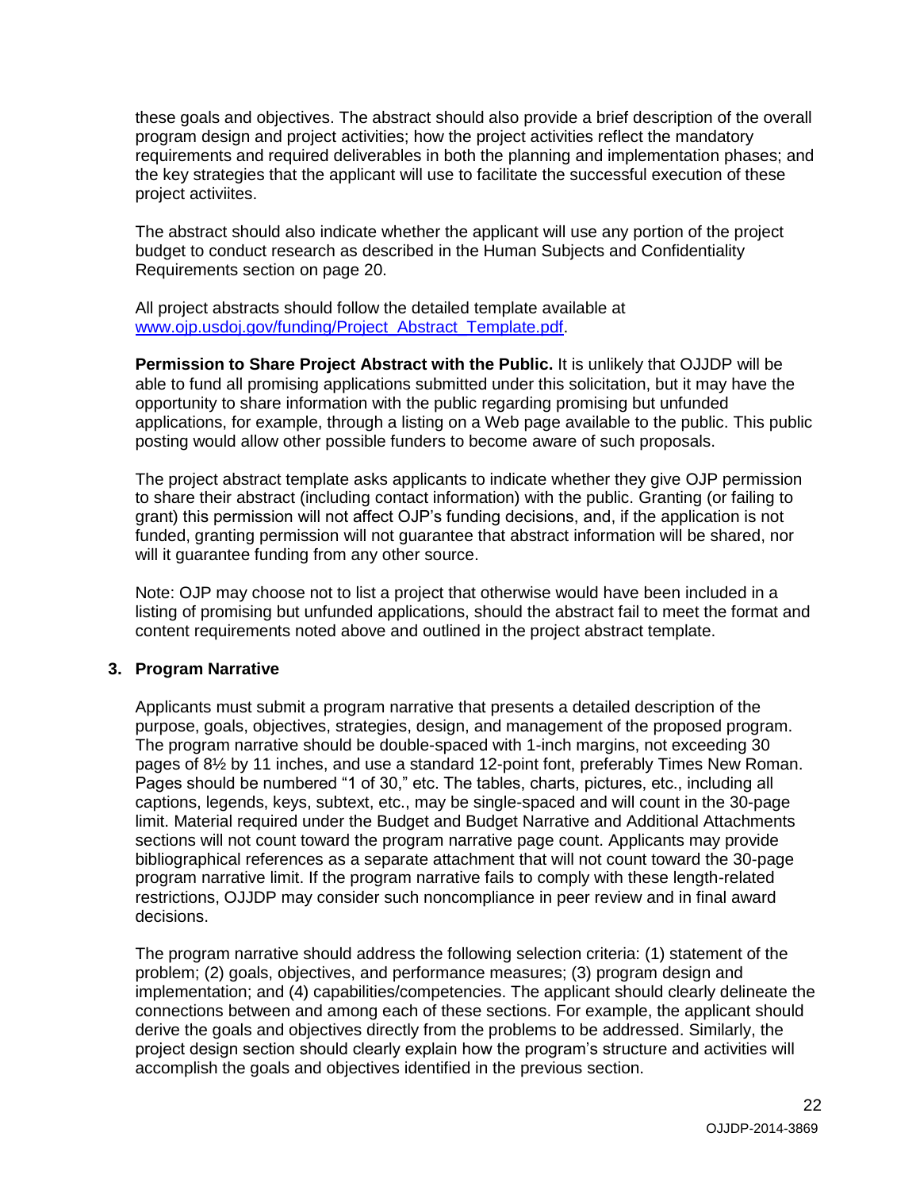these goals and objectives. The abstract should also provide a brief description of the overall program design and project activities; how the project activities reflect the mandatory requirements and required deliverables in both the planning and implementation phases; and the key strategies that the applicant will use to facilitate the successful execution of these project activiites.

The abstract should also indicate whether the applicant will use any portion of the project budget to conduct research as described in the Human Subjects and Confidentiality Requirements section on page 20.

All project abstracts should follow the detailed template available at [www.ojp.usdoj.gov/funding/Project_Abstract_Template.pdf](www.ojp.usdoj.gov/funding/Project_Abstract_Template.pdf).

**Permission to Share Project Abstract with the Public.** It is unlikely that OJJDP will be able to fund all promising applications submitted under this solicitation, but it may have the opportunity to share information with the public regarding promising but unfunded applications, for example, through a listing on a Web page available to the public. This public posting would allow other possible funders to become aware of such proposals.

The project abstract template asks applicants to indicate whether they give OJP permission to share their abstract (including contact information) with the public. Granting (or failing to grant) this permission will not affect OJP's funding decisions, and, if the application is not funded, granting permission will not guarantee that abstract information will be shared, nor will it guarantee funding from any other source.

Note: OJP may choose not to list a project that otherwise would have been included in a listing of promising but unfunded applications, should the abstract fail to meet the format and content requirements noted above and outlined in the project abstract template.

### 3. Program Narrative

Applicants must submit a program narrative that presents a detailed description of the purpose, goals, objectives, strategies, design, and management of the proposed program. The program narrative should be double-spaced with 1-inch margins, not exceeding 30 pages of 8½ by 11 inches, and use a standard 12-point font, preferably Times New Roman. Pages should be numbered "1 of 30," etc. The tables, charts, pictures, etc., including all captions, legends, keys, subtext, etc., may be single-spaced and will count in the 30-page limit. Material required under the Budget and Budget Narrative and Additional Attachments sections will not count toward the program narrative page count. Applicants may provide bibliographical references as a separate attachment that will not count toward the 30-page program narrative limit. If the program narrative fails to comply with these length-related restrictions, OJJDP may consider such noncompliance in peer review and in final award decisions.

The program narrative should address the following selection criteria: (1) statement of the problem; (2) goals, objectives, and performance measures; (3) program design and implementation; and (4) capabilities/competencies. The applicant should clearly delineate the connections between and among each of these sections. For example, the applicant should derive the goals and objectives directly from the problems to be addressed. Similarly, the project design section should clearly explain how the program's structure and activities will accomplish the goals and objectives identified in the previous section.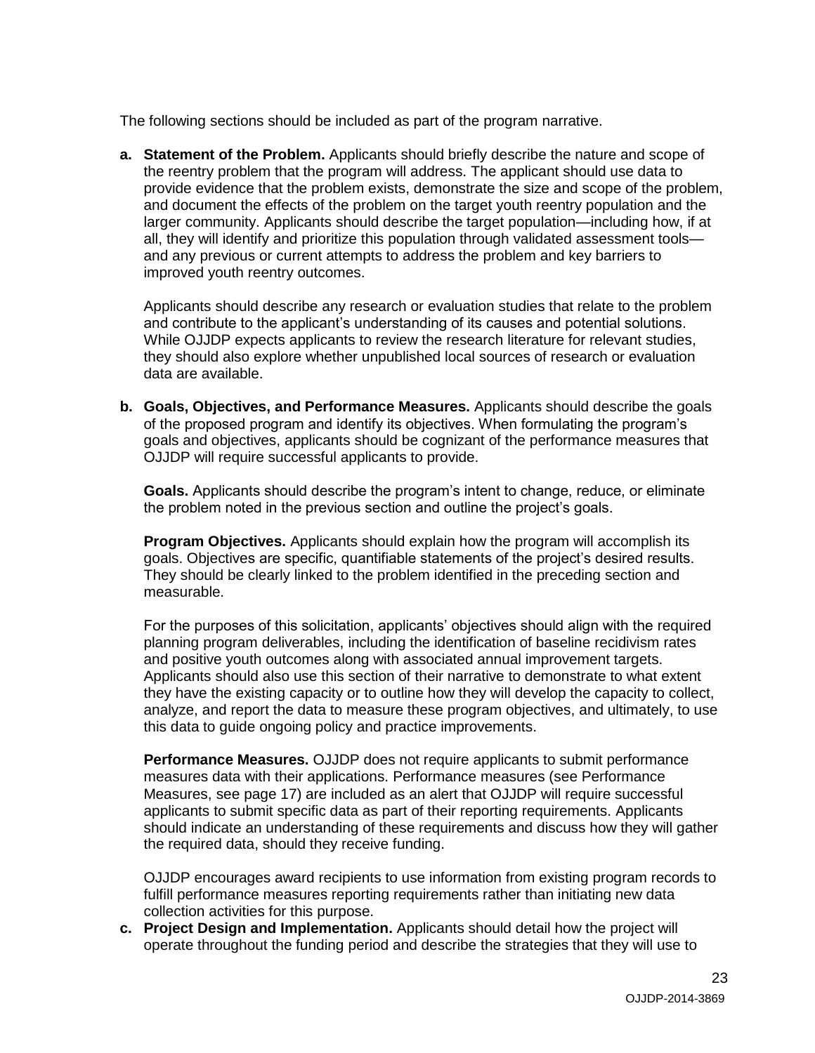The following sections should be included as part of the program narrative.

**a. Statement of the Problem.** Applicants should briefly describe the nature and scope of the reentry problem that the program will address. The applicant should use data to provide evidence that the problem exists, demonstrate the size and scope of the problem, and document the effects of the problem on the target youth reentry population and the larger community. Applicants should describe the target population—including how, if at all, they will identify and prioritize this population through validated assessment tools—and any previous or current attempts to address the problem and key barriers to improved youth reentry outcomes.

Applicants should describe any research or evaluation studies that relate to the problem and contribute to the applicant's understanding of its causes and potential solutions. While OJJDP expects applicants to review the research literature for relevant studies, they should also explore whether unpublished local sources of research or evaluation data are available.

**b. Goals, Objectives, and Performance Measures.** Applicants should describe the goals of the proposed program and identify its objectives. When formulating the program's goals and objectives, applicants should be cognizant of the performance measures that OJJDP will require successful applicants to provide.

**Goals.** Applicants should describe the program's intent to change, reduce, or eliminate the problem noted in the previous section and outline the project's goals.

**Program Objectives.** Applicants should explain how the program will accomplish its goals. Objectives are specific, quantifiable statements of the project's desired results. They should be clearly linked to the problem identified in the preceding section and measurable.

For the purposes of this solicitation, applicants' objectives should align with the required planning program deliverables, including the identification of baseline recidivism rates and positive youth outcomes along with associated annual improvement targets. Applicants should also use this section of their narrative to demonstrate to what extent they have the existing capacity or to outline how they will develop the capacity to collect, analyze, and report the data to measure these program objectives, and ultimately, to use this data to guide ongoing policy and practice improvements.

**Performance Measures.** OJJDP does not require applicants to submit performance measures data with their applications. Performance measures (see Performance Measures, see page 17) are included as an alert that OJJDP will require successful applicants to submit specific data as part of their reporting requirements. Applicants should indicate an understanding of these requirements and discuss how they will gather the required data, should they receive funding.

OJJDP encourages award recipients to use information from existing program records to fulfill performance measures reporting requirements rather than initiating new data collection activities for this purpose.

**c. Project Design and Implementation.** Applicants should detail how the project will operate throughout the funding period and describe the strategies that they will use to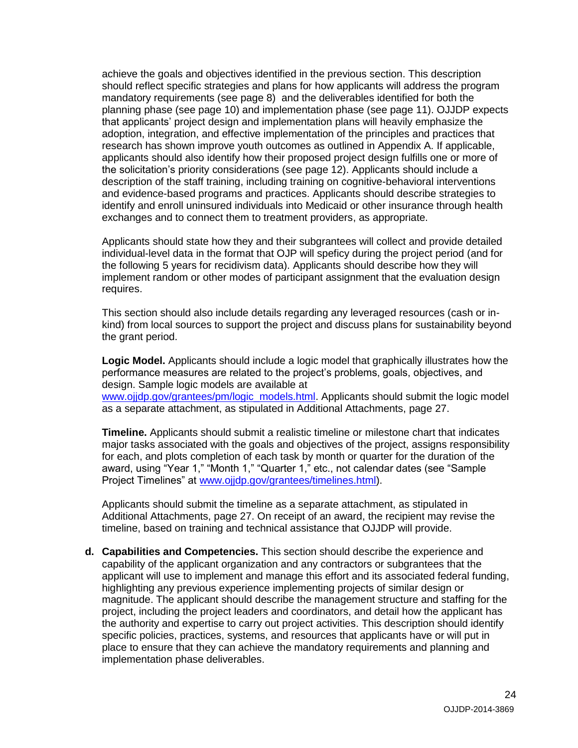achieve the goals and objectives identified in the previous section. This description should reflect specific strategies and plans for how applicants will address the program mandatory requirements (see page 8) and the deliverables identified for both the planning phase (see page 10) and implementation phase (see page 11). OJJDP expects that applicants' project design and implementation plans will heavily emphasize the adoption, integration, and effective implementation of the principles and practices that research has shown improve youth outcomes as outlined in Appendix A. If applicable, applicants should also identify how their proposed project design fulfills one or more of the solicitation's priority considerations (see page 12). Applicants should include a description of the staff training, including training on cognitive-behavioral interventions and evidence-based programs and practices. Applicants should describe strategies to identify and enroll uninsured individuals into Medicaid or other insurance through health exchanges and to connect them to treatment providers, as appropriate.

Applicants should state how they and their subgrantees will collect and provide detailed individual-level data in the format that OJP will speficy during the project period (and for the following 5 years for recidivism data). Applicants should describe how they will implement random or other modes of participant assignment that the evaluation design requires.

This section should also include details regarding any leveraged resources (cash or in-kind) from local sources to support the project and discuss plans for sustainability beyond the grant period.

**Logic Model.** Applicants should include a logic model that graphically illustrates how the performance measures are related to the project's problems, goals, objectives, and design. Sample logic models are available at www.ojjdp.gov/grantees/pm/logic_models.html. Applicants should submit the logic model as a separate attachment, as stipulated in Additional Attachments, page 27.

**Timeline.** Applicants should submit a realistic timeline or milestone chart that indicates major tasks associated with the goals and objectives of the project, assigns responsibility for each, and plots completion of each task by month or quarter for the duration of the award, using "Year 1," "Month 1," "Quarter 1," etc., not calendar dates (see "Sample Project Timelines" at www.ojjdp.gov/grantees/timelines.html).

Applicants should submit the timeline as a separate attachment, as stipulated in Additional Attachments, page 27. On receipt of an award, the recipient may revise the timeline, based on training and technical assistance that OJJDP will provide.

d. **Capabilities and Competencies.** This section should describe the experience and capability of the applicant organization and any contractors or subgrantees that the applicant will use to implement and manage this effort and its associated federal funding, highlighting any previous experience implementing projects of similar design or magnitude. The applicant should describe the management structure and staffing for the project, including the project leaders and coordinators, and detail how the applicant has the authority and expertise to carry out project activities. This description should identify specific policies, practices, systems, and resources that applicants have or will put in place to ensure that they can achieve the mandatory requirements and planning and implementation phase deliverables.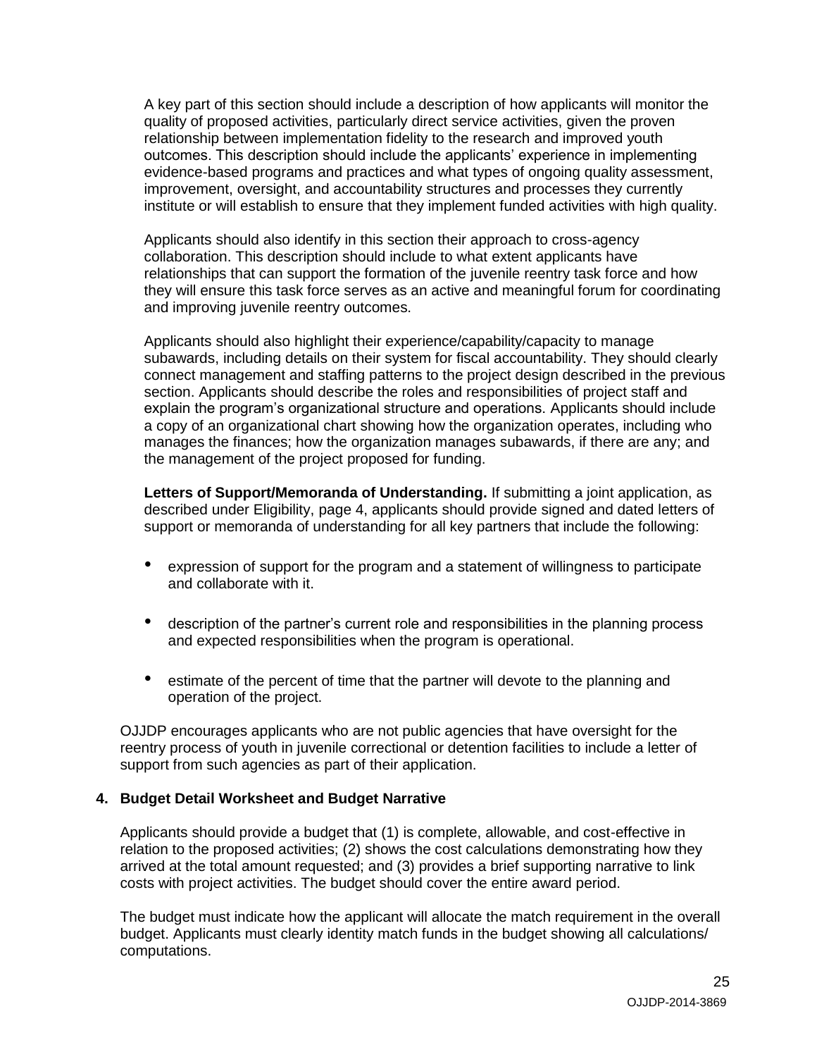A key part of this section should include a description of how applicants will monitor the quality of proposed activities, particularly direct service activities, given the proven relationship between implementation fidelity to the research and improved youth outcomes. This description should include the applicants' experience in implementing evidence-based programs and practices and what types of ongoing quality assessment, improvement, oversight, and accountability structures and processes they currently institute or will establish to ensure that they implement funded activities with high quality.

Applicants should also identify in this section their approach to cross-agency collaboration. This description should include to what extent applicants have relationships that can support the formation of the juvenile reentry task force and how they will ensure this task force serves as an active and meaningful forum for coordinating and improving juvenile reentry outcomes.

Applicants should also highlight their experience/capability/capacity to manage subawards, including details on their system for fiscal accountability. They should clearly connect management and staffing patterns to the project design described in the previous section. Applicants should describe the roles and responsibilities of project staff and explain the program's organizational structure and operations. Applicants should include a copy of an organizational chart showing how the organization operates, including who manages the finances; how the organization manages subawards, if there are any; and the management of the project proposed for funding.

**Letters of Support/Memoranda of Understanding.** If submitting a joint application, as described under Eligibility, page 4, applicants should provide signed and dated letters of support or memoranda of understanding for all key partners that include the following:

- expression of support for the program and a statement of willingness to participate and collaborate with it.
- description of the partner's current role and responsibilities in the planning process and expected responsibilities when the program is operational.
- estimate of the percent of time that the partner will devote to the planning and operation of the project.

OJJDP encourages applicants who are not public agencies that have oversight for the reentry process of youth in juvenile correctional or detention facilities to include a letter of support from such agencies as part of their application.

### 4. Budget Detail Worksheet and Budget Narrative

Applicants should provide a budget that (1) is complete, allowable, and cost-effective in relation to the proposed activities; (2) shows the cost calculations demonstrating how they arrived at the total amount requested; and (3) provides a brief supporting narrative to link costs with project activities. The budget should cover the entire award period.

The budget must indicate how the applicant will allocate the match requirement in the overall budget. Applicants must clearly identity match funds in the budget showing all calculations/ computations.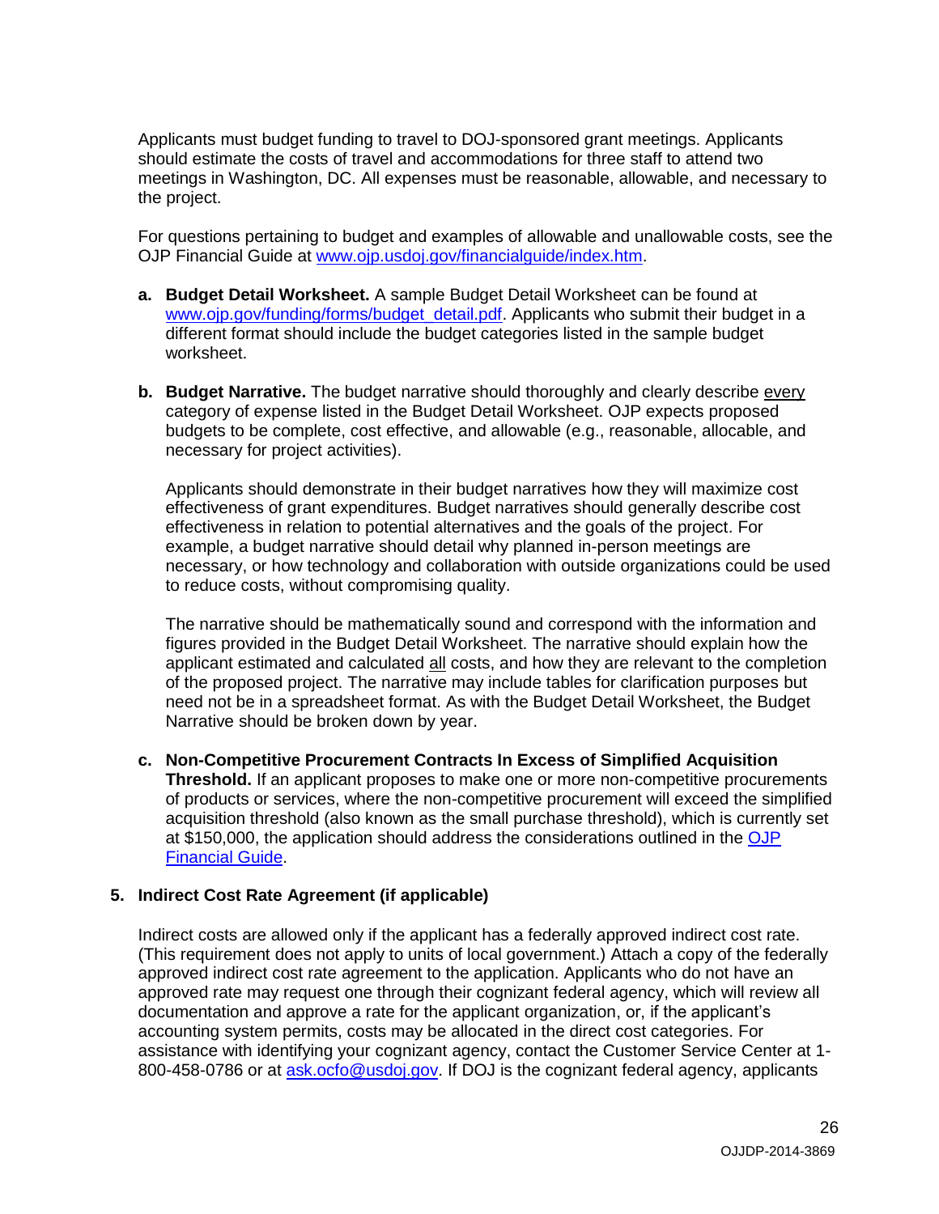Applicants must budget funding to travel to DOJ-sponsored grant meetings. Applicants should estimate the costs of travel and accommodations for three staff to attend two meetings in Washington, DC. All expenses must be reasonable, allowable, and necessary to the project.

For questions pertaining to budget and examples of allowable and unallowable costs, see the OJP Financial Guide at www.ojp.usdoj.gov/financialguide/index.htm.

a. **Budget Detail Worksheet.** A sample Budget Detail Worksheet can be found at www.ojp.gov/funding/forms/budget_detail.pdf. Applicants who submit their budget in a different format should include the budget categories listed in the sample budget worksheet.

b. **Budget Narrative.** The budget narrative should thoroughly and clearly describe every category of expense listed in the Budget Detail Worksheet. OJP expects proposed budgets to be complete, cost effective, and allowable (e.g., reasonable, allocable, and necessary for project activities).

   Applicants should demonstrate in their budget narratives how they will maximize cost effectiveness of grant expenditures. Budget narratives should generally describe cost effectiveness in relation to potential alternatives and the goals of the project. For example, a budget narrative should detail why planned in-person meetings are necessary, or how technology and collaboration with outside organizations could be used to reduce costs, without compromising quality.

   The narrative should be mathematically sound and correspond with the information and figures provided in the Budget Detail Worksheet. The narrative should explain how the applicant estimated and calculated all costs, and how they are relevant to the completion of the proposed project. The narrative may include tables for clarification purposes but need not be in a spreadsheet format. As with the Budget Detail Worksheet, the Budget Narrative should be broken down by year.

c. **Non-Competitive Procurement Contracts In Excess of Simplified Acquisition Threshold.** If an applicant proposes to make one or more non-competitive procurements of products or services, where the non-competitive procurement will exceed the simplified acquisition threshold (also known as the small purchase threshold), which is currently set at $150,000, the application should address the considerations outlined in the OJP Financial Guide.

### 5. Indirect Cost Rate Agreement (if applicable)

Indirect costs are allowed only if the applicant has a federally approved indirect cost rate. (This requirement does not apply to units of local government.) Attach a copy of the federally approved indirect cost rate agreement to the application. Applicants who do not have an approved rate may request one through their cognizant federal agency, which will review all documentation and approve a rate for the applicant organization, or, if the applicant's accounting system permits, costs may be allocated in the direct cost categories. For assistance with identifying your cognizant agency, contact the Customer Service Center at 1-800-458-0786 or at ask.ocfo@usdoj.gov. If DOJ is the cognizant federal agency, applicants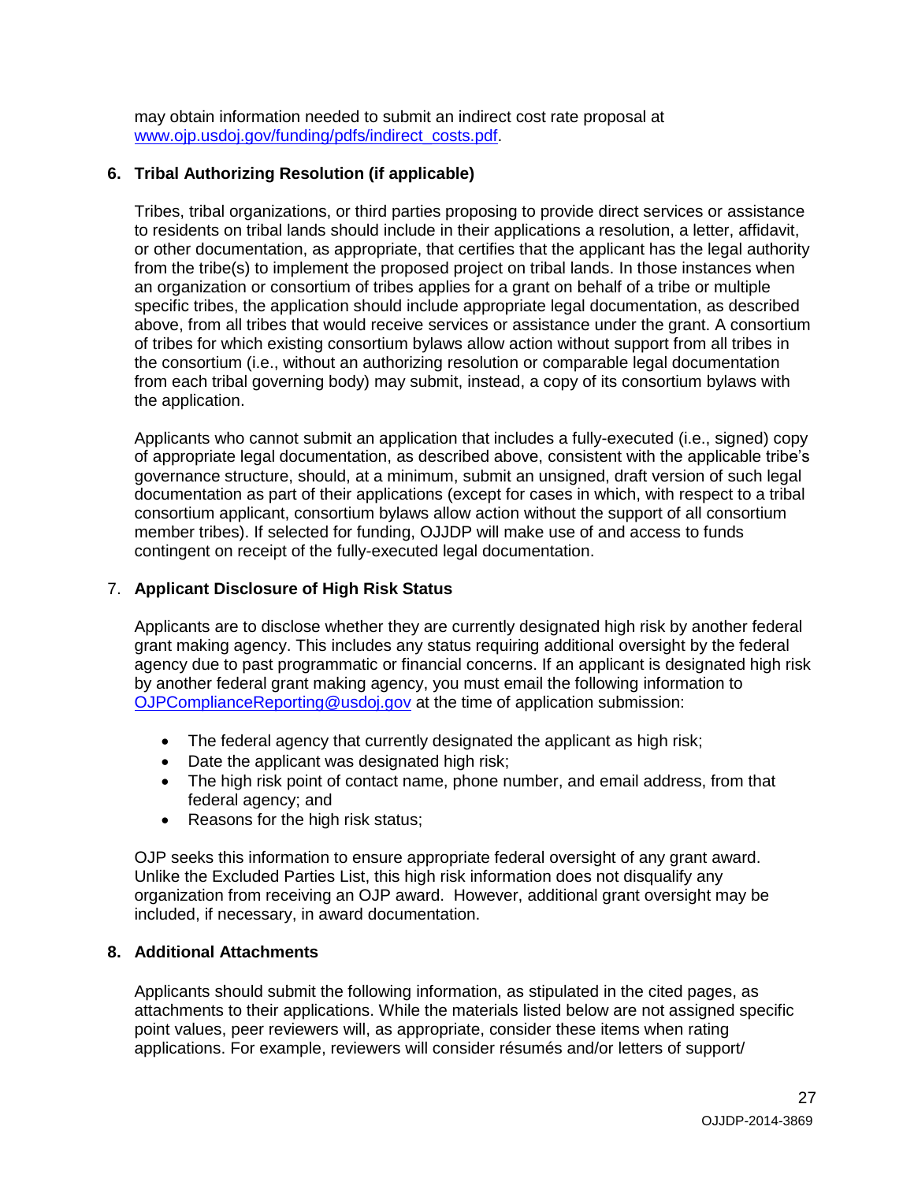may obtain information needed to submit an indirect cost rate proposal at [www.ojp.usdoj.gov/funding/pdfs/indirect_costs.pdf](http://www.ojp.usdoj.gov/funding/pdfs/indirect_costs.pdf).

**6. Tribal Authorizing Resolution (if applicable)**

Tribes, tribal organizations, or third parties proposing to provide direct services or assistance to residents on tribal lands should include in their applications a resolution, a letter, affidavit, or other documentation, as appropriate, that certifies that the applicant has the legal authority from the tribe(s) to implement the proposed project on tribal lands. In those instances when an organization or consortium of tribes applies for a grant on behalf of a tribe or multiple specific tribes, the application should include appropriate legal documentation, as described above, from all tribes that would receive services or assistance under the grant. A consortium of tribes for which existing consortium bylaws allow action without support from all tribes in the consortium (i.e., without an authorizing resolution or comparable legal documentation from each tribal governing body) may submit, instead, a copy of its consortium bylaws with the application.

Applicants who cannot submit an application that includes a fully-executed (i.e., signed) copy of appropriate legal documentation, as described above, consistent with the applicable tribe's governance structure, should, at a minimum, submit an unsigned, draft version of such legal documentation as part of their applications (except for cases in which, with respect to a tribal consortium applicant, consortium bylaws allow action without the support of all consortium member tribes). If selected for funding, OJJDP will make use of and access to funds contingent on receipt of the fully-executed legal documentation.

7. **Applicant Disclosure of High Risk Status**

Applicants are to disclose whether they are currently designated high risk by another federal grant making agency. This includes any status requiring additional oversight by the federal agency due to past programmatic or financial concerns. If an applicant is designated high risk by another federal grant making agency, you must email the following information to [OJPComplianceReporting@usdoj.gov](mailto:OJPComplianceReporting@usdoj.gov) at the time of application submission:

- The federal agency that currently designated the applicant as high risk;
- Date the applicant was designated high risk;
- The high risk point of contact name, phone number, and email address, from that federal agency; and
- Reasons for the high risk status;

OJP seeks this information to ensure appropriate federal oversight of any grant award. Unlike the Excluded Parties List, this high risk information does not disqualify any organization from receiving an OJP award. However, additional grant oversight may be included, if necessary, in award documentation.

**8. Additional Attachments**

Applicants should submit the following information, as stipulated in the cited pages, as attachments to their applications. While the materials listed below are not assigned specific point values, peer reviewers will, as appropriate, consider these items when rating applications. For example, reviewers will consider résumés and/or letters of support/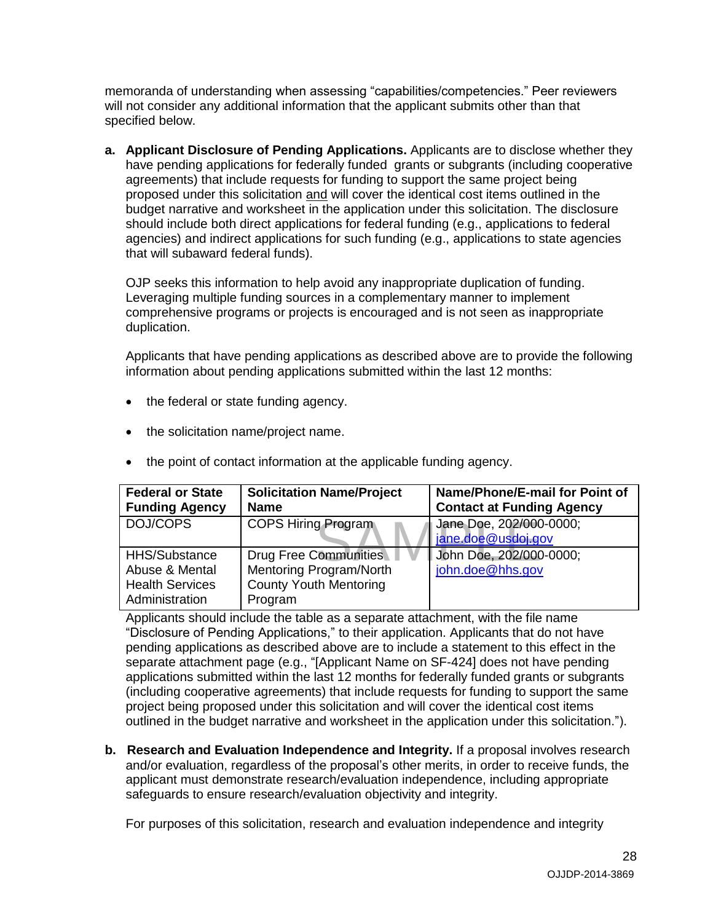memoranda of understanding when assessing "capabilities/competencies." Peer reviewers will not consider any additional information that the applicant submits other than that specified below.

**a. Applicant Disclosure of Pending Applications.** Applicants are to disclose whether they have pending applications for federally funded grants or subgrants (including cooperative agreements) that include requests for funding to support the same project being proposed under this solicitation and will cover the identical cost items outlined in the budget narrative and worksheet in the application under this solicitation. The disclosure should include both direct applications for federal funding (e.g., applications to federal agencies) and indirect applications for such funding (e.g., applications to state agencies that will subaward federal funds).

OJP seeks this information to help avoid any inappropriate duplication of funding. Leveraging multiple funding sources in a complementary manner to implement comprehensive programs or projects is encouraged and is not seen as inappropriate duplication.

Applicants that have pending applications as described above are to provide the following information about pending applications submitted within the last 12 months:

- the federal or state funding agency.
- the solicitation name/project name.
- the point of contact information at the applicable funding agency.

| Federal or State Funding Agency | Solicitation Name/Project Name | Name/Phone/E-mail for Point of Contact at Funding Agency |
|---|---|---|
| DOJ/COPS | COPS Hiring Program | Jane Doe, 202/000-0000; jane.doe@usdoj.gov |
| HHS/Substance Abuse & Mental Health Services Administration | Drug Free Communities Mentoring Program/North County Youth Mentoring Program | John Doe, 202/000-0000; john.doe@hhs.gov |

Applicants should include the table as a separate attachment, with the file name "Disclosure of Pending Applications," to their application. Applicants that do not have pending applications as described above are to include a statement to this effect in the separate attachment page (e.g., "[Applicant Name on SF-424] does not have pending applications submitted within the last 12 months for federally funded grants or subgrants (including cooperative agreements) that include requests for funding to support the same project being proposed under this solicitation and will cover the identical cost items outlined in the budget narrative and worksheet in the application under this solicitation.").

**b. Research and Evaluation Independence and Integrity.** If a proposal involves research and/or evaluation, regardless of the proposal's other merits, in order to receive funds, the applicant must demonstrate research/evaluation independence, including appropriate safeguards to ensure research/evaluation objectivity and integrity.

For purposes of this solicitation, research and evaluation independence and integrity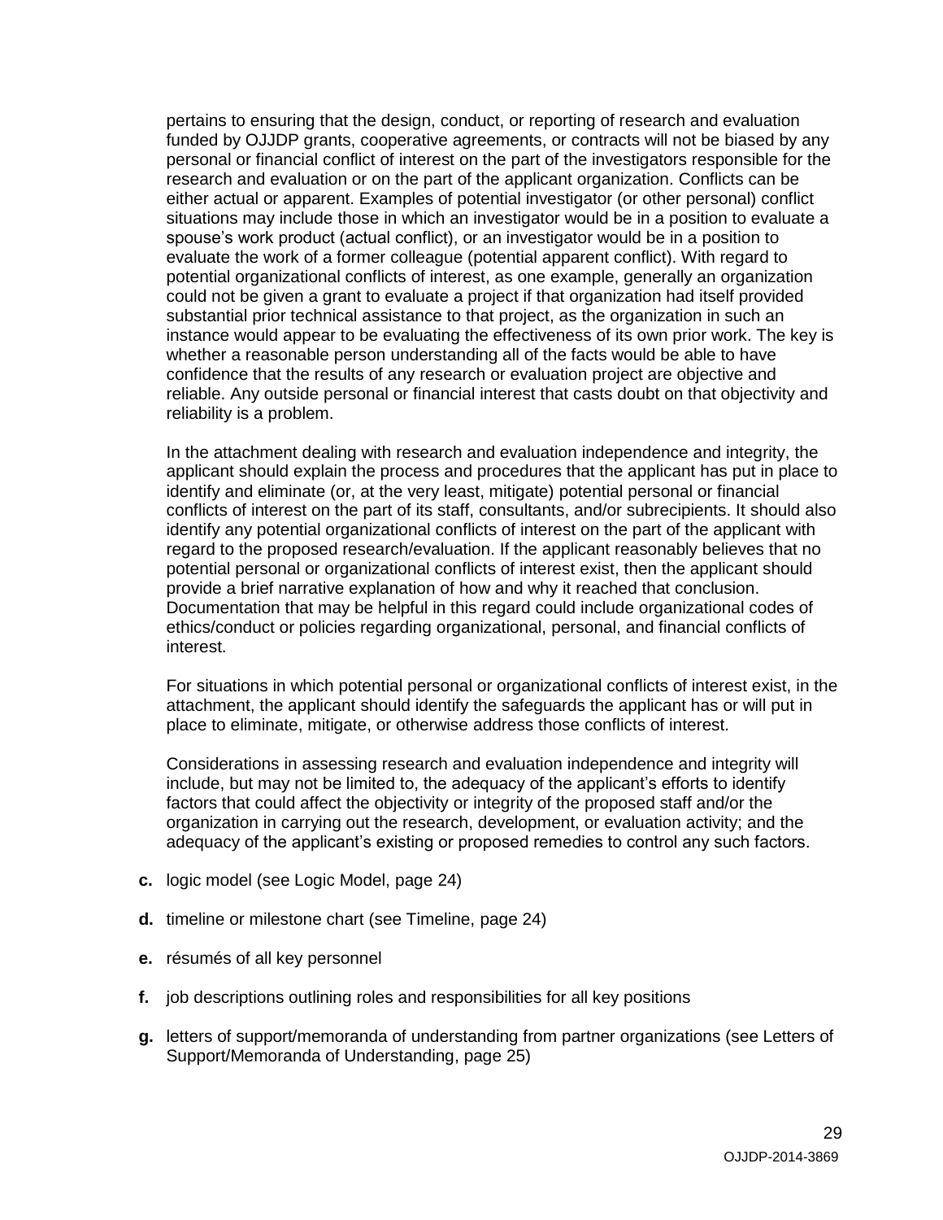pertains to ensuring that the design, conduct, or reporting of research and evaluation funded by OJJDP grants, cooperative agreements, or contracts will not be biased by any personal or financial conflict of interest on the part of the investigators responsible for the research and evaluation or on the part of the applicant organization. Conflicts can be either actual or apparent. Examples of potential investigator (or other personal) conflict situations may include those in which an investigator would be in a position to evaluate a spouse's work product (actual conflict), or an investigator would be in a position to evaluate the work of a former colleague (potential apparent conflict). With regard to potential organizational conflicts of interest, as one example, generally an organization could not be given a grant to evaluate a project if that organization had itself provided substantial prior technical assistance to that project, as the organization in such an instance would appear to be evaluating the effectiveness of its own prior work. The key is whether a reasonable person understanding all of the facts would be able to have confidence that the results of any research or evaluation project are objective and reliable. Any outside personal or financial interest that casts doubt on that objectivity and reliability is a problem.

In the attachment dealing with research and evaluation independence and integrity, the applicant should explain the process and procedures that the applicant has put in place to identify and eliminate (or, at the very least, mitigate) potential personal or financial conflicts of interest on the part of its staff, consultants, and/or subrecipients. It should also identify any potential organizational conflicts of interest on the part of the applicant with regard to the proposed research/evaluation. If the applicant reasonably believes that no potential personal or organizational conflicts of interest exist, then the applicant should provide a brief narrative explanation of how and why it reached that conclusion. Documentation that may be helpful in this regard could include organizational codes of ethics/conduct or policies regarding organizational, personal, and financial conflicts of interest.

For situations in which potential personal or organizational conflicts of interest exist, in the attachment, the applicant should identify the safeguards the applicant has or will put in place to eliminate, mitigate, or otherwise address those conflicts of interest.

Considerations in assessing research and evaluation independence and integrity will include, but may not be limited to, the adequacy of the applicant's efforts to identify factors that could affect the objectivity or integrity of the proposed staff and/or the organization in carrying out the research, development, or evaluation activity; and the adequacy of the applicant's existing or proposed remedies to control any such factors.

**c.** logic model (see Logic Model, page 24)

**d.** timeline or milestone chart (see Timeline, page 24)

**e.** résumés of all key personnel

**f.** job descriptions outlining roles and responsibilities for all key positions

**g.** letters of support/memoranda of understanding from partner organizations (see Letters of Support/Memoranda of Understanding, page 25)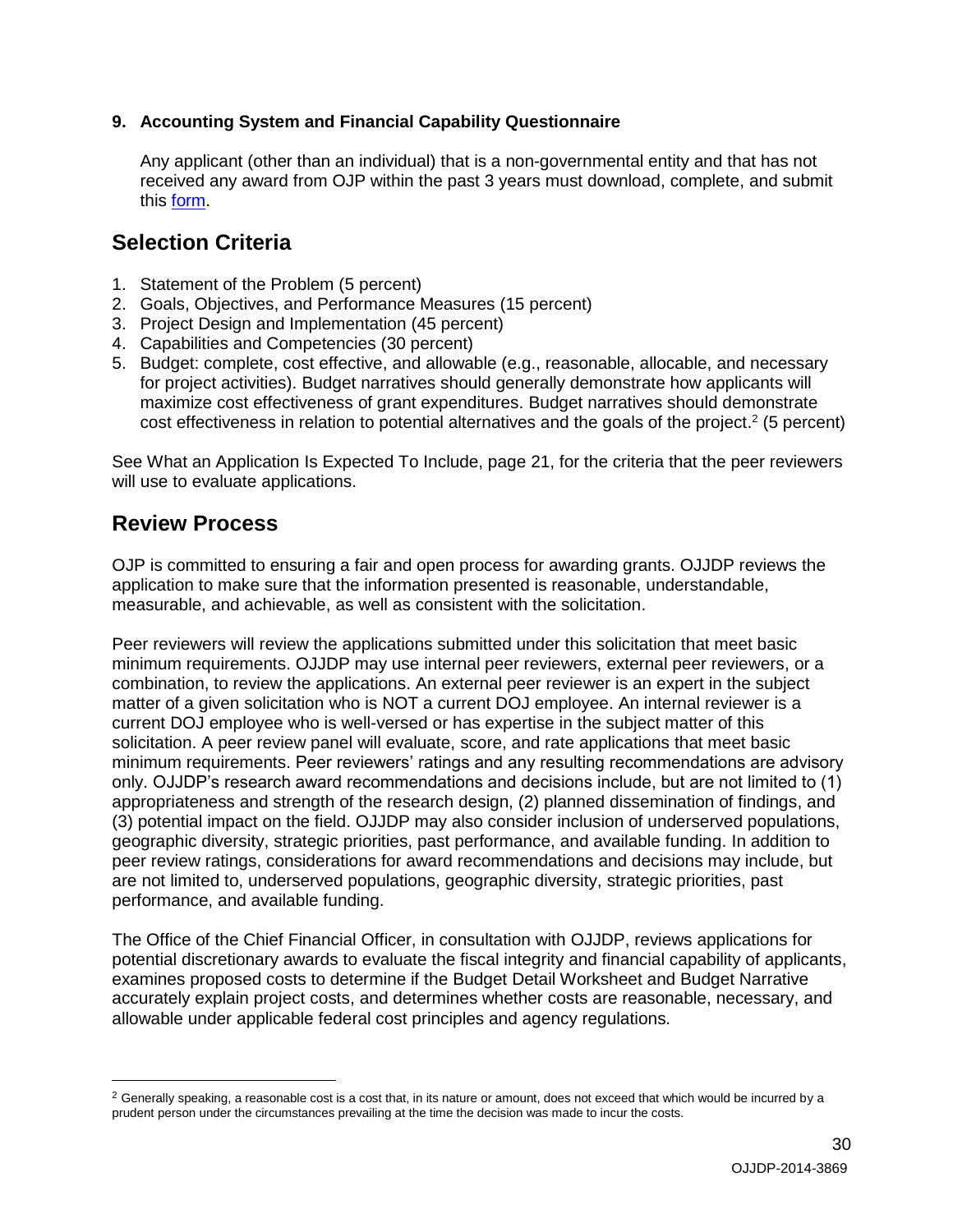**9. Accounting System and Financial Capability Questionnaire**

Any applicant (other than an individual) that is a non-governmental entity and that has not received any award from OJP within the past 3 years must download, complete, and submit this form.

## Selection Criteria

1. Statement of the Problem (5 percent)
2. Goals, Objectives, and Performance Measures (15 percent)
3. Project Design and Implementation (45 percent)
4. Capabilities and Competencies (30 percent)
5. Budget: complete, cost effective, and allowable (e.g., reasonable, allocable, and necessary for project activities). Budget narratives should generally demonstrate how applicants will maximize cost effectiveness of grant expenditures. Budget narratives should demonstrate cost effectiveness in relation to potential alternatives and the goals of the project.[2] (5 percent)

See What an Application Is Expected To Include, page 21, for the criteria that the peer reviewers will use to evaluate applications.

## Review Process

OJP is committed to ensuring a fair and open process for awarding grants. OJJDP reviews the application to make sure that the information presented is reasonable, understandable, measurable, and achievable, as well as consistent with the solicitation.

Peer reviewers will review the applications submitted under this solicitation that meet basic minimum requirements. OJJDP may use internal peer reviewers, external peer reviewers, or a combination, to review the applications. An external peer reviewer is an expert in the subject matter of a given solicitation who is NOT a current DOJ employee. An internal reviewer is a current DOJ employee who is well-versed or has expertise in the subject matter of this solicitation. A peer review panel will evaluate, score, and rate applications that meet basic minimum requirements. Peer reviewers' ratings and any resulting recommendations are advisory only. OJJDP's research award recommendations and decisions include, but are not limited to (1) appropriateness and strength of the research design, (2) planned dissemination of findings, and (3) potential impact on the field. OJJDP may also consider inclusion of underserved populations, geographic diversity, strategic priorities, past performance, and available funding. In addition to peer review ratings, considerations for award recommendations and decisions may include, but are not limited to, underserved populations, geographic diversity, strategic priorities, past performance, and available funding.

The Office of the Chief Financial Officer, in consultation with OJJDP, reviews applications for potential discretionary awards to evaluate the fiscal integrity and financial capability of applicants, examines proposed costs to determine if the Budget Detail Worksheet and Budget Narrative accurately explain project costs, and determines whether costs are reasonable, necessary, and allowable under applicable federal cost principles and agency regulations.

[2] Generally speaking, a reasonable cost is a cost that, in its nature or amount, does not exceed that which would be incurred by a prudent person under the circumstances prevailing at the time the decision was made to incur the costs.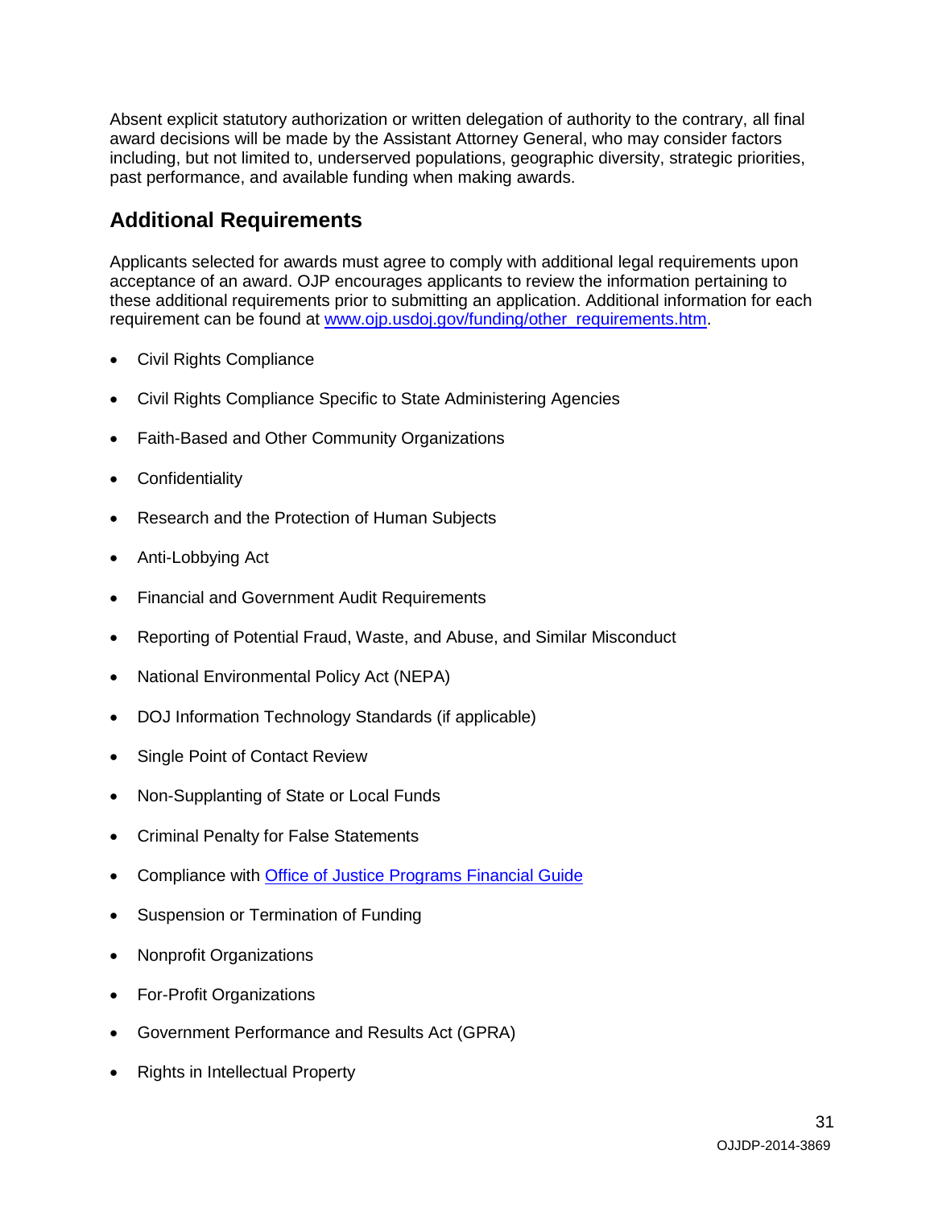Absent explicit statutory authorization or written delegation of authority to the contrary, all final award decisions will be made by the Assistant Attorney General, who may consider factors including, but not limited to, underserved populations, geographic diversity, strategic priorities, past performance, and available funding when making awards.

## Additional Requirements

Applicants selected for awards must agree to comply with additional legal requirements upon acceptance of an award. OJP encourages applicants to review the information pertaining to these additional requirements prior to submitting an application. Additional information for each requirement can be found at [www.ojp.usdoj.gov/funding/other_requirements.htm](www.ojp.usdoj.gov/funding/other_requirements.htm).

- Civil Rights Compliance
- Civil Rights Compliance Specific to State Administering Agencies
- Faith-Based and Other Community Organizations
- Confidentiality
- Research and the Protection of Human Subjects
- Anti-Lobbying Act
- Financial and Government Audit Requirements
- Reporting of Potential Fraud, Waste, and Abuse, and Similar Misconduct
- National Environmental Policy Act (NEPA)
- DOJ Information Technology Standards (if applicable)
- Single Point of Contact Review
- Non-Supplanting of State or Local Funds
- Criminal Penalty for False Statements
- Compliance with Office of Justice Programs Financial Guide
- Suspension or Termination of Funding
- Nonprofit Organizations
- For-Profit Organizations
- Government Performance and Results Act (GPRA)
- Rights in Intellectual Property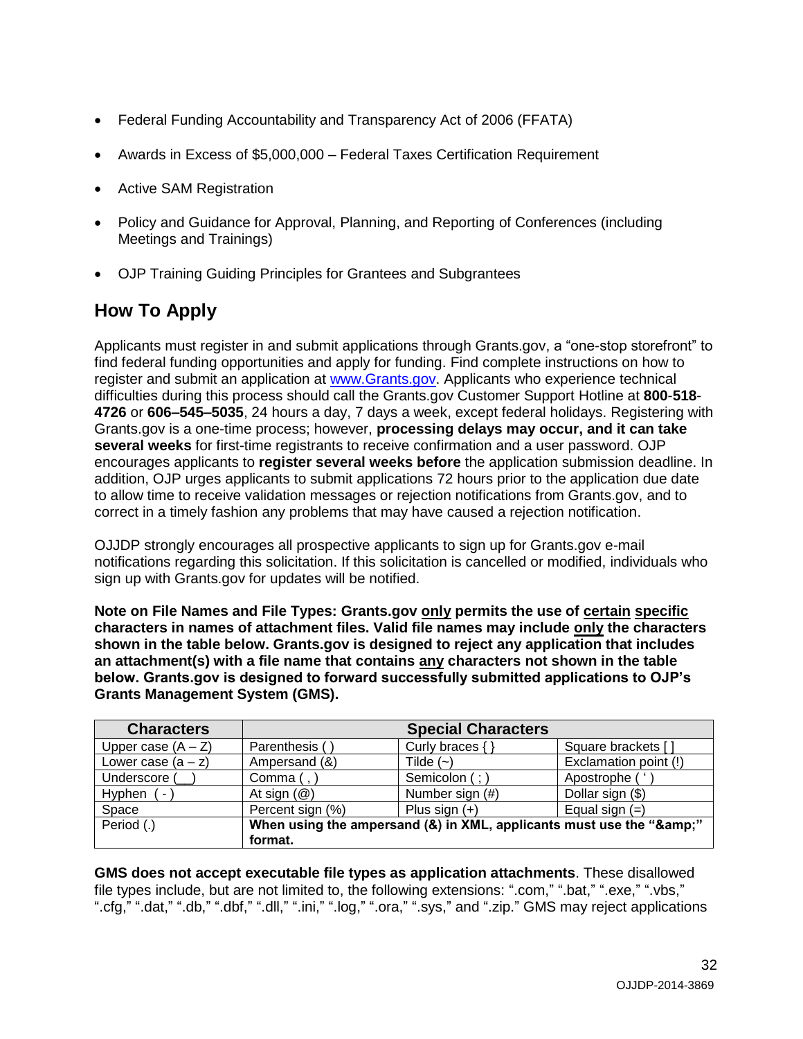- Federal Funding Accountability and Transparency Act of 2006 (FFATA)
- Awards in Excess of $5,000,000 – Federal Taxes Certification Requirement
- Active SAM Registration
- Policy and Guidance for Approval, Planning, and Reporting of Conferences (including Meetings and Trainings)
- OJP Training Guiding Principles for Grantees and Subgrantees

## How To Apply

Applicants must register in and submit applications through Grants.gov, a "one-stop storefront" to find federal funding opportunities and apply for funding. Find complete instructions on how to register and submit an application at [www.Grants.gov](http://www.Grants.gov). Applicants who experience technical difficulties during this process should call the Grants.gov Customer Support Hotline at **800**-**518**-**4726** or **606–545–5035**, 24 hours a day, 7 days a week, except federal holidays. Registering with Grants.gov is a one-time process; however, **processing delays may occur, and it can take several weeks** for first-time registrants to receive confirmation and a user password. OJP encourages applicants to **register several weeks before** the application submission deadline. In addition, OJP urges applicants to submit applications 72 hours prior to the application due date to allow time to receive validation messages or rejection notifications from Grants.gov, and to correct in a timely fashion any problems that may have caused a rejection notification.

OJJDP strongly encourages all prospective applicants to sign up for Grants.gov e-mail notifications regarding this solicitation. If this solicitation is cancelled or modified, individuals who sign up with Grants.gov for updates will be notified.

**Note on File Names and File Types: Grants.gov only permits the use of certain specific characters in names of attachment files. Valid file names may include only the characters shown in the table below. Grants.gov is designed to reject any application that includes an attachment(s) with a file name that contains any characters not shown in the table below. Grants.gov is designed to forward successfully submitted applications to OJP's Grants Management System (GMS).**

| Characters | Special Characters | | |
|---|---|---|---|
| Upper case (A – Z) | Parenthesis ( ) | Curly braces { } | Square brackets [ ] |
| Lower case (a – z) | Ampersand (&) | Tilde (~) | Exclamation point (!) |
| Underscore (__) | Comma ( , ) | Semicolon ( ; ) | Apostrophe ( ' ) |
| Hyphen ( - ) | At sign (@) | Number sign (#) | Dollar sign ($) |
| Space | Percent sign (%) | Plus sign (+) | Equal sign (=) |
| Period (.) | **When using the ampersand (&) in XML, applicants must use the "&amp;" format.** | | |

**GMS does not accept executable file types as application attachments**. These disallowed file types include, but are not limited to, the following extensions: ".com," ".bat," ".exe," ".vbs," ".cfg," ".dat," ".db," ".dbf," ".dll," ".ini," ".log," ".ora," ".sys," and ".zip." GMS may reject applications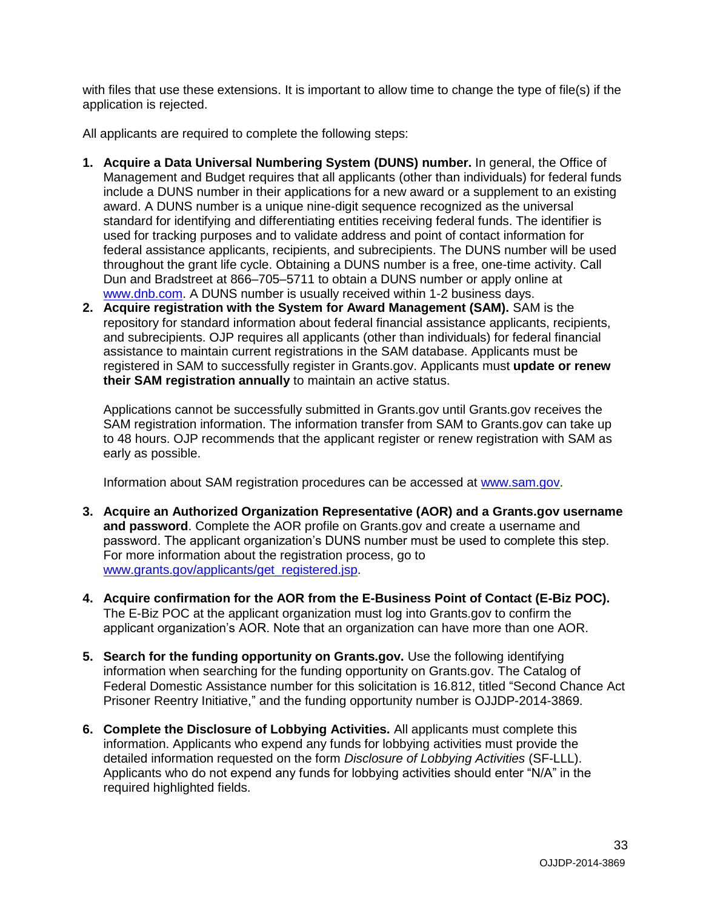with files that use these extensions. It is important to allow time to change the type of file(s) if the application is rejected.

All applicants are required to complete the following steps:

1. **Acquire a Data Universal Numbering System (DUNS) number.** In general, the Office of Management and Budget requires that all applicants (other than individuals) for federal funds include a DUNS number in their applications for a new award or a supplement to an existing award. A DUNS number is a unique nine-digit sequence recognized as the universal standard for identifying and differentiating entities receiving federal funds. The identifier is used for tracking purposes and to validate address and point of contact information for federal assistance applicants, recipients, and subrecipients. The DUNS number will be used throughout the grant life cycle. Obtaining a DUNS number is a free, one-time activity. Call Dun and Bradstreet at 866–705–5711 to obtain a DUNS number or apply online at [www.dnb.com](http://www.dnb.com). A DUNS number is usually received within 1-2 business days.
2. **Acquire registration with the System for Award Management (SAM).** SAM is the repository for standard information about federal financial assistance applicants, recipients, and subrecipients. OJP requires all applicants (other than individuals) for federal financial assistance to maintain current registrations in the SAM database. Applicants must be registered in SAM to successfully register in Grants.gov. Applicants must **update or renew their SAM registration annually** to maintain an active status.

   Applications cannot be successfully submitted in Grants.gov until Grants.gov receives the SAM registration information. The information transfer from SAM to Grants.gov can take up to 48 hours. OJP recommends that the applicant register or renew registration with SAM as early as possible.

   Information about SAM registration procedures can be accessed at [www.sam.gov](http://www.sam.gov).

3. **Acquire an Authorized Organization Representative (AOR) and a Grants.gov username and password**. Complete the AOR profile on Grants.gov and create a username and password. The applicant organization's DUNS number must be used to complete this step. For more information about the registration process, go to [www.grants.gov/applicants/get_registered.jsp](http://www.grants.gov/applicants/get_registered.jsp).

4. **Acquire confirmation for the AOR from the E-Business Point of Contact (E-Biz POC).** The E-Biz POC at the applicant organization must log into Grants.gov to confirm the applicant organization's AOR. Note that an organization can have more than one AOR.

5. **Search for the funding opportunity on Grants.gov.** Use the following identifying information when searching for the funding opportunity on Grants.gov. The Catalog of Federal Domestic Assistance number for this solicitation is 16.812, titled "Second Chance Act Prisoner Reentry Initiative," and the funding opportunity number is OJJDP-2014-3869.

6. **Complete the Disclosure of Lobbying Activities.** All applicants must complete this information. Applicants who expend any funds for lobbying activities must provide the detailed information requested on the form *Disclosure of Lobbying Activities* (SF-LLL). Applicants who do not expend any funds for lobbying activities should enter "N/A" in the required highlighted fields.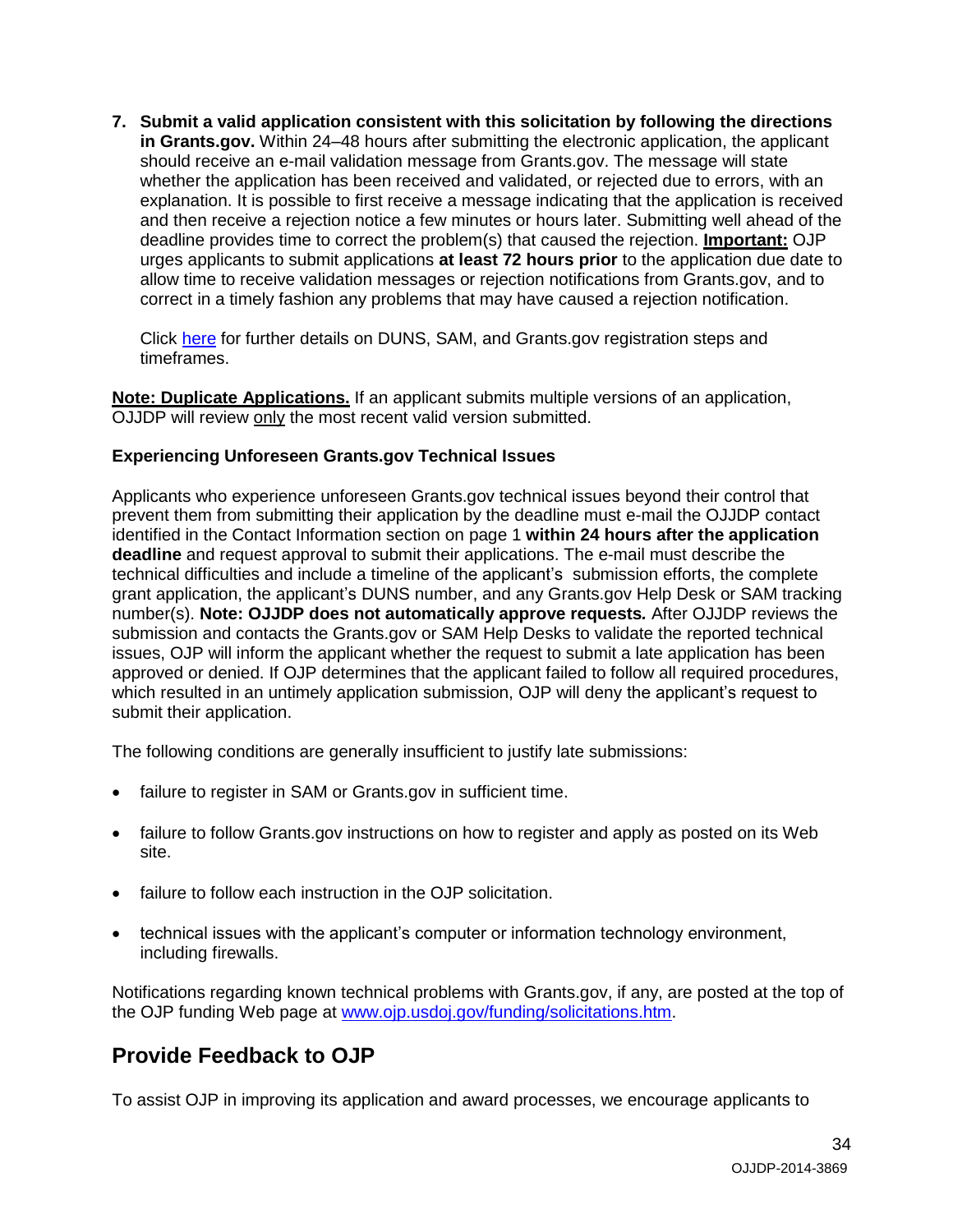7. **Submit a valid application consistent with this solicitation by following the directions in Grants.gov.** Within 24–48 hours after submitting the electronic application, the applicant should receive an e-mail validation message from Grants.gov. The message will state whether the application has been received and validated, or rejected due to errors, with an explanation. It is possible to first receive a message indicating that the application is received and then receive a rejection notice a few minutes or hours later. Submitting well ahead of the deadline provides time to correct the problem(s) that caused the rejection. **Important:** OJP urges applicants to submit applications **at least 72 hours prior** to the application due date to allow time to receive validation messages or rejection notifications from Grants.gov, and to correct in a timely fashion any problems that may have caused a rejection notification.

   Click [here](here) for further details on DUNS, SAM, and Grants.gov registration steps and timeframes.

**Note: Duplicate Applications.** If an applicant submits multiple versions of an application, OJJDP will review only the most recent valid version submitted.

**Experiencing Unforeseen Grants.gov Technical Issues**

Applicants who experience unforeseen Grants.gov technical issues beyond their control that prevent them from submitting their application by the deadline must e-mail the OJJDP contact identified in the Contact Information section on page 1 **within 24 hours after the application deadline** and request approval to submit their applications. The e-mail must describe the technical difficulties and include a timeline of the applicant's submission efforts, the complete grant application, the applicant's DUNS number, and any Grants.gov Help Desk or SAM tracking number(s). **Note: OJJDP does not automatically approve requests.** After OJJDP reviews the submission and contacts the Grants.gov or SAM Help Desks to validate the reported technical issues, OJP will inform the applicant whether the request to submit a late application has been approved or denied. If OJP determines that the applicant failed to follow all required procedures, which resulted in an untimely application submission, OJP will deny the applicant's request to submit their application.

The following conditions are generally insufficient to justify late submissions:

- failure to register in SAM or Grants.gov in sufficient time.
- failure to follow Grants.gov instructions on how to register and apply as posted on its Web site.
- failure to follow each instruction in the OJP solicitation.
- technical issues with the applicant's computer or information technology environment, including firewalls.

Notifications regarding known technical problems with Grants.gov, if any, are posted at the top of the OJP funding Web page at [www.ojp.usdoj.gov/funding/solicitations.htm](www.ojp.usdoj.gov/funding/solicitations.htm).

## Provide Feedback to OJP

To assist OJP in improving its application and award processes, we encourage applicants to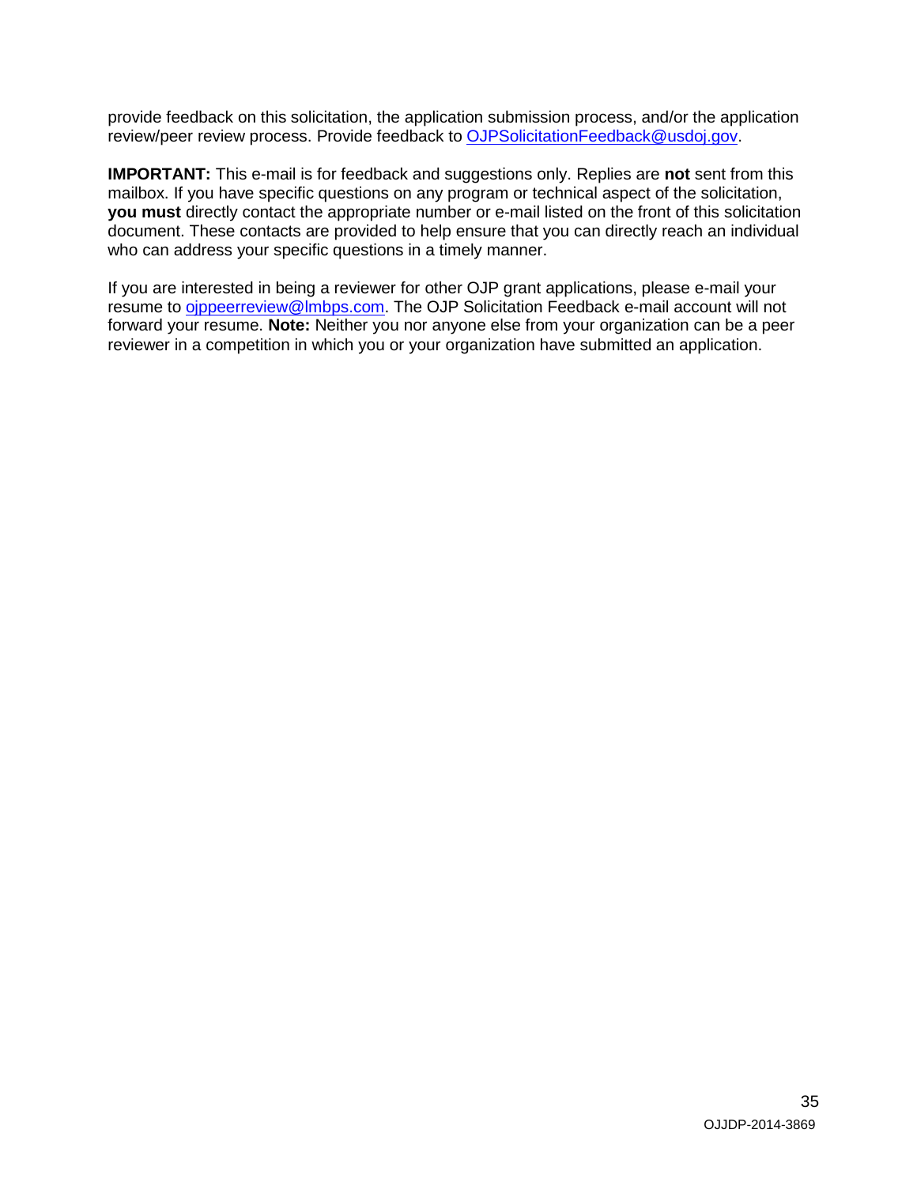provide feedback on this solicitation, the application submission process, and/or the application review/peer review process. Provide feedback to OJPSolicitationFeedback@usdoj.gov.

**IMPORTANT:** This e-mail is for feedback and suggestions only. Replies are **not** sent from this mailbox. If you have specific questions on any program or technical aspect of the solicitation, **you must** directly contact the appropriate number or e-mail listed on the front of this solicitation document. These contacts are provided to help ensure that you can directly reach an individual who can address your specific questions in a timely manner.

If you are interested in being a reviewer for other OJP grant applications, please e-mail your resume to ojppeerreview@lmbps.com. The OJP Solicitation Feedback e-mail account will not forward your resume. **Note:** Neither you nor anyone else from your organization can be a peer reviewer in a competition in which you or your organization have submitted an application.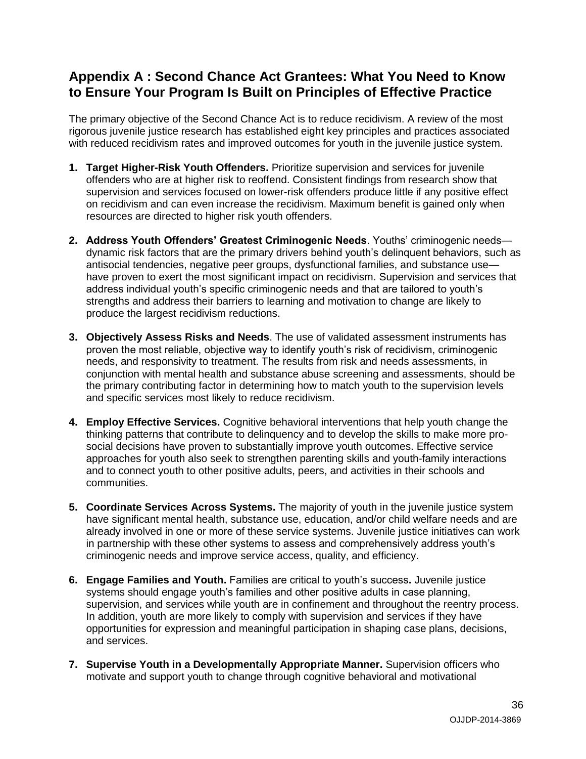## Appendix A : Second Chance Act Grantees: What You Need to Know to Ensure Your Program Is Built on Principles of Effective Practice

The primary objective of the Second Chance Act is to reduce recidivism. A review of the most rigorous juvenile justice research has established eight key principles and practices associated with reduced recidivism rates and improved outcomes for youth in the juvenile justice system.

1. **Target Higher-Risk Youth Offenders.** Prioritize supervision and services for juvenile offenders who are at higher risk to reoffend. Consistent findings from research show that supervision and services focused on lower-risk offenders produce little if any positive effect on recidivism and can even increase the recidivism. Maximum benefit is gained only when resources are directed to higher risk youth offenders.

2. **Address Youth Offenders' Greatest Criminogenic Needs**. Youths' criminogenic needs—dynamic risk factors that are the primary drivers behind youth's delinquent behaviors, such as antisocial tendencies, negative peer groups, dysfunctional families, and substance use—have proven to exert the most significant impact on recidivism. Supervision and services that address individual youth's specific criminogenic needs and that are tailored to youth's strengths and address their barriers to learning and motivation to change are likely to produce the largest recidivism reductions.

3. **Objectively Assess Risks and Needs**. The use of validated assessment instruments has proven the most reliable, objective way to identify youth's risk of recidivism, criminogenic needs, and responsivity to treatment. The results from risk and needs assessments, in conjunction with mental health and substance abuse screening and assessments, should be the primary contributing factor in determining how to match youth to the supervision levels and specific services most likely to reduce recidivism.

4. **Employ Effective Services.** Cognitive behavioral interventions that help youth change the thinking patterns that contribute to delinquency and to develop the skills to make more pro-social decisions have proven to substantially improve youth outcomes. Effective service approaches for youth also seek to strengthen parenting skills and youth-family interactions and to connect youth to other positive adults, peers, and activities in their schools and communities.

5. **Coordinate Services Across Systems.** The majority of youth in the juvenile justice system have significant mental health, substance use, education, and/or child welfare needs and are already involved in one or more of these service systems. Juvenile justice initiatives can work in partnership with these other systems to assess and comprehensively address youth's criminogenic needs and improve service access, quality, and efficiency.

6. **Engage Families and Youth.** Families are critical to youth's success**.** Juvenile justice systems should engage youth's families and other positive adults in case planning, supervision, and services while youth are in confinement and throughout the reentry process. In addition, youth are more likely to comply with supervision and services if they have opportunities for expression and meaningful participation in shaping case plans, decisions, and services.

7. **Supervise Youth in a Developmentally Appropriate Manner.** Supervision officers who motivate and support youth to change through cognitive behavioral and motivational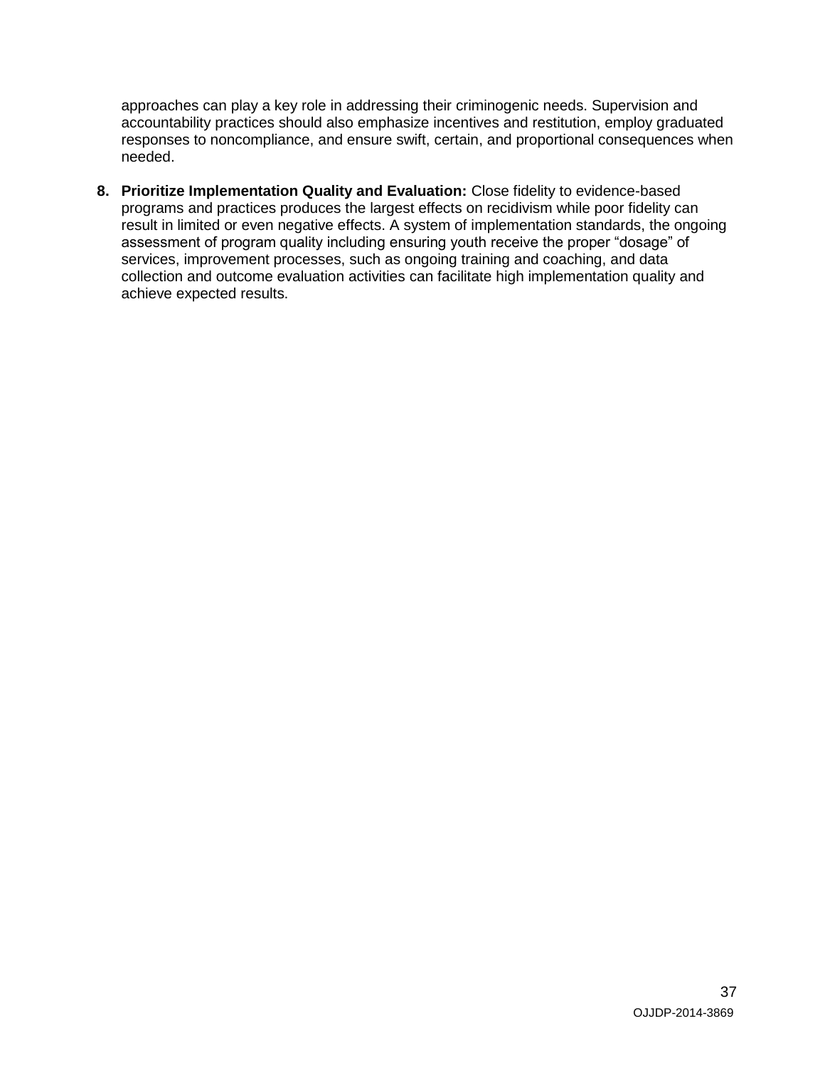approaches can play a key role in addressing their criminogenic needs. Supervision and accountability practices should also emphasize incentives and restitution, employ graduated responses to noncompliance, and ensure swift, certain, and proportional consequences when needed.

8. **Prioritize Implementation Quality and Evaluation:** Close fidelity to evidence-based programs and practices produces the largest effects on recidivism while poor fidelity can result in limited or even negative effects. A system of implementation standards, the ongoing assessment of program quality including ensuring youth receive the proper "dosage" of services, improvement processes, such as ongoing training and coaching, and data collection and outcome evaluation activities can facilitate high implementation quality and achieve expected results.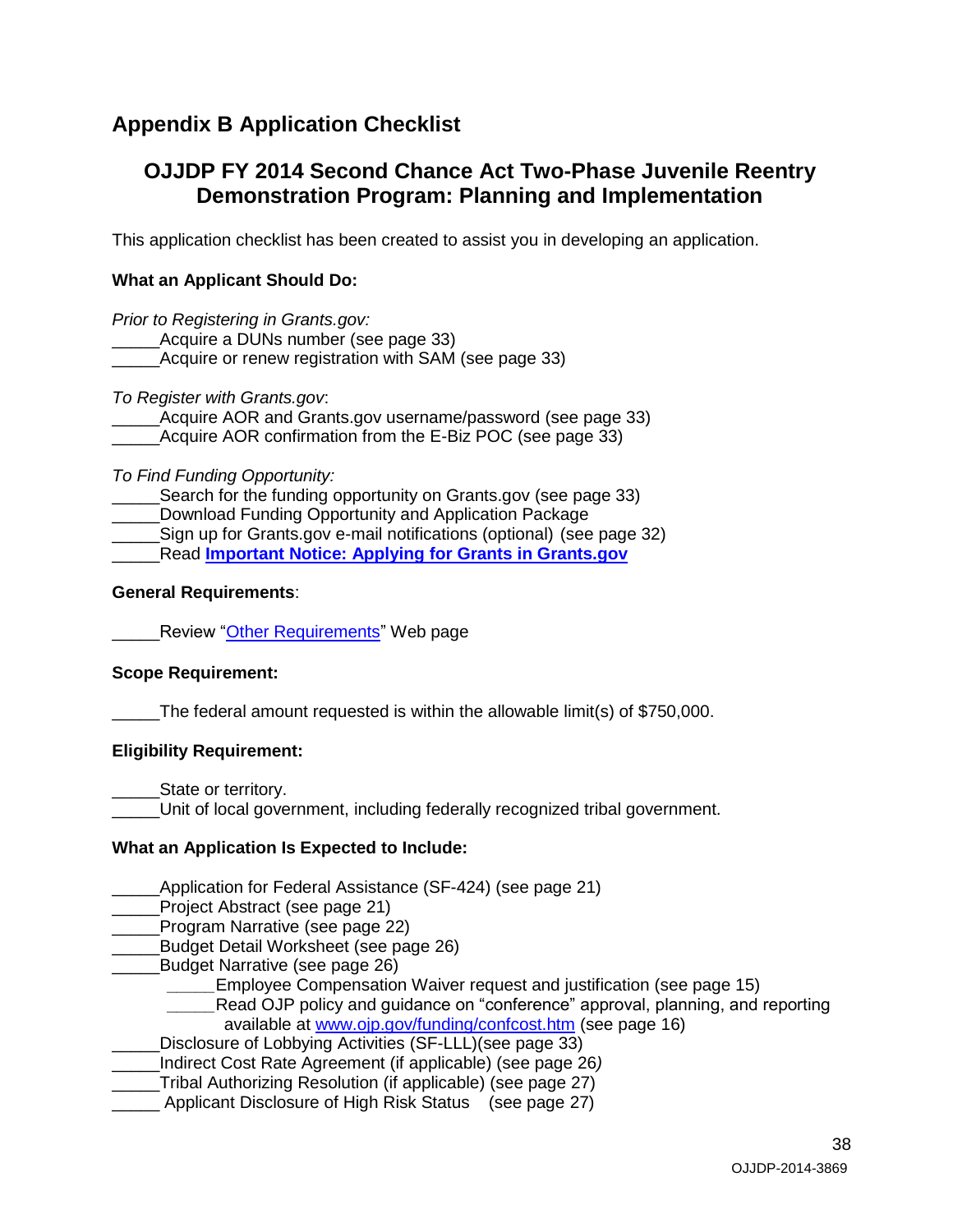## Appendix B Application Checklist

### OJJDP FY 2014 Second Chance Act Two-Phase Juvenile Reentry Demonstration Program: Planning and Implementation

This application checklist has been created to assist you in developing an application.

**What an Applicant Should Do:**

*Prior to Registering in Grants.gov:*

_____Acquire a DUNs number (see page 33)
_____Acquire or renew registration with SAM (see page 33)

*To Register with Grants.gov*:

_____Acquire AOR and Grants.gov username/password (see page 33)
_____Acquire AOR confirmation from the E-Biz POC (see page 33)

*To Find Funding Opportunity:*

_____Search for the funding opportunity on Grants.gov (see page 33)
_____Download Funding Opportunity and Application Package
_____Sign up for Grants.gov e-mail notifications (optional) (see page 32)
_____Read **Important Notice: Applying for Grants in Grants.gov**

**General Requirements**:

_____Review "Other Requirements" Web page

**Scope Requirement:**

_____The federal amount requested is within the allowable limit(s) of $750,000.

**Eligibility Requirement:**

_____State or territory.
_____Unit of local government, including federally recognized tribal government.

**What an Application Is Expected to Include:**

_____Application for Federal Assistance (SF-424) (see page 21)
_____Project Abstract (see page 21)
_____Program Narrative (see page 22)
_____Budget Detail Worksheet (see page 26)
_____Budget Narrative (see page 26)
- _____Employee Compensation Waiver request and justification (see page 15)
- _____Read OJP policy and guidance on "conference" approval, planning, and reporting available at www.ojp.gov/funding/confcost.htm (see page 16)

_____Disclosure of Lobbying Activities (SF-LLL)(see page 33)
_____Indirect Cost Rate Agreement (if applicable) (see page 26)
_____Tribal Authorizing Resolution (if applicable) (see page 27)
_____ Applicant Disclosure of High Risk Status (see page 27)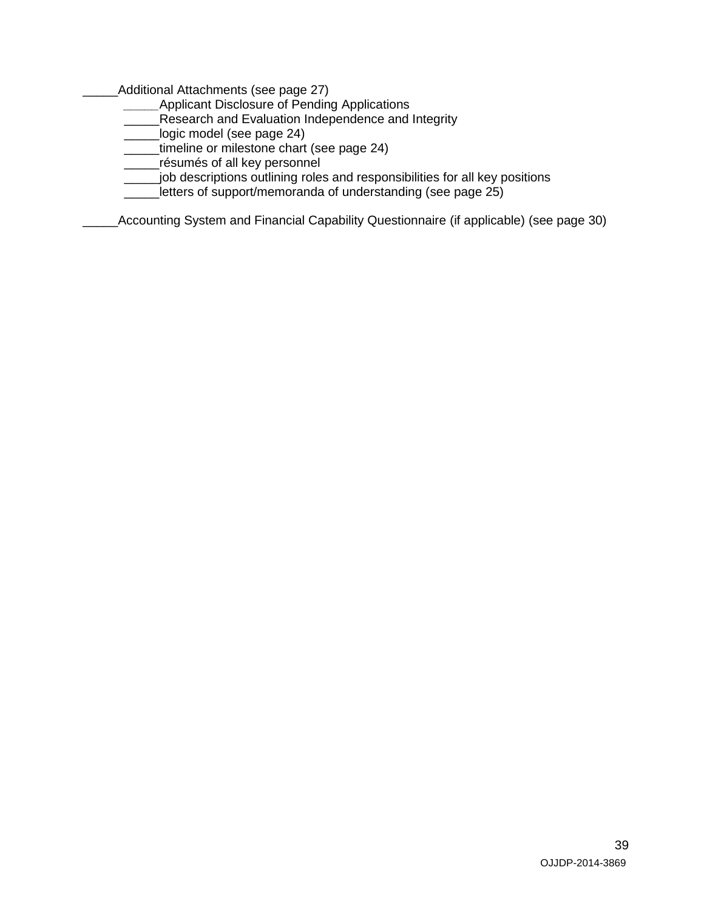_____Additional Attachments (see page 27)

- _____Applicant Disclosure of Pending Applications
- _____Research and Evaluation Independence and Integrity
- _____logic model (see page 24)
- _____timeline or milestone chart (see page 24)
- _____résumés of all key personnel
- _____job descriptions outlining roles and responsibilities for all key positions
- _____letters of support/memoranda of understanding (see page 25)

_____Accounting System and Financial Capability Questionnaire (if applicable) (see page 30)